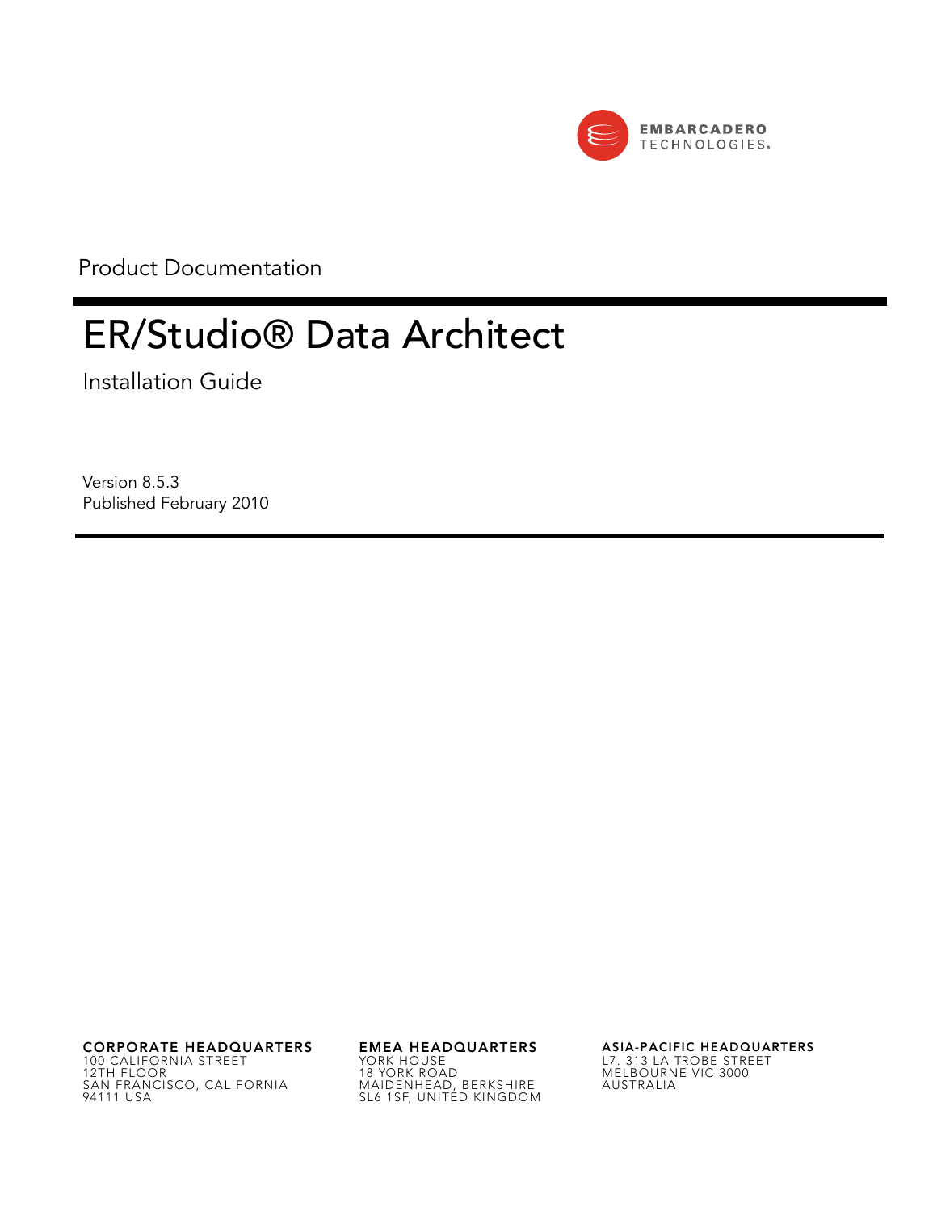EMBARCADERO TECHNOLOGIES

Product Documentation

# ER/Studio® Data Architect

Installation Guide

Version 8.5.3
Published February 2010

**CORPORATE HEADQUARTERS**
100 CALIFORNIA STREET
12TH FLOOR
SAN FRANCISCO, CALIFORNIA
94111 USA

**EMEA HEADQUARTERS**
YORK HOUSE
18 YORK ROAD
MAIDENHEAD, BERKSHIRE
SL6 1SF, UNITED KINGDOM

**ASIA-PACIFIC HEADQUARTERS**
L7. 313 LA TROBE STREET
MELBOURNE VIC 3000
AUSTRALIA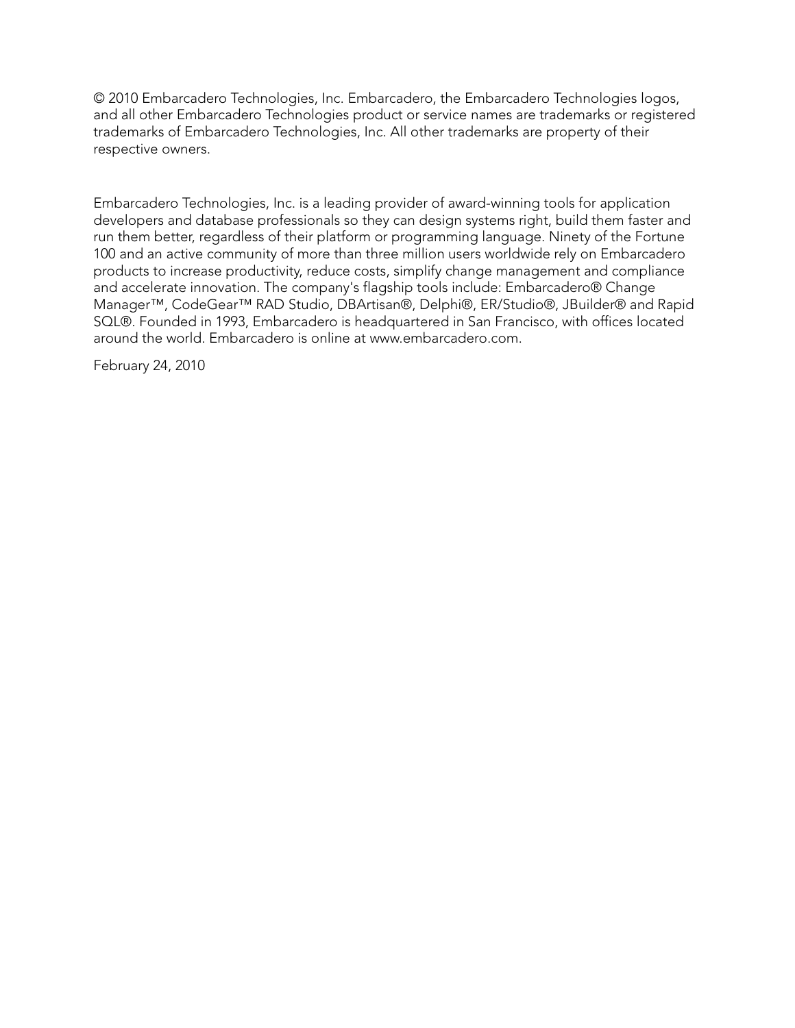© 2010 Embarcadero Technologies, Inc. Embarcadero, the Embarcadero Technologies logos, and all other Embarcadero Technologies product or service names are trademarks or registered trademarks of Embarcadero Technologies, Inc. All other trademarks are property of their respective owners.

Embarcadero Technologies, Inc. is a leading provider of award-winning tools for application developers and database professionals so they can design systems right, build them faster and run them better, regardless of their platform or programming language. Ninety of the Fortune 100 and an active community of more than three million users worldwide rely on Embarcadero products to increase productivity, reduce costs, simplify change management and compliance and accelerate innovation. The company's flagship tools include: Embarcadero® Change Manager™, CodeGear™ RAD Studio, DBArtisan®, Delphi®, ER/Studio®, JBuilder® and Rapid SQL®. Founded in 1993, Embarcadero is headquartered in San Francisco, with offices located around the world. Embarcadero is online at www.embarcadero.com.

February 24, 2010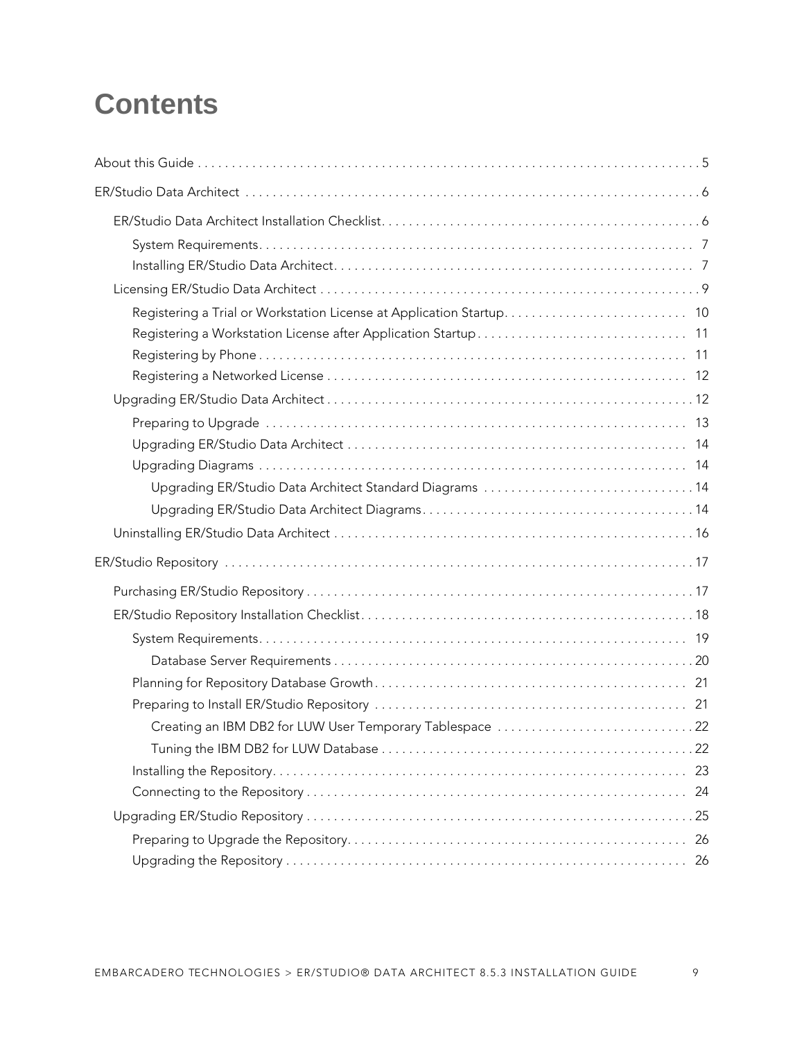# Contents

About this Guide . . . . . . . . . . . . . . . . . . . . . . . . . . . . . . . . . . . . . . . . . . . . . . . . . . . . . . . . . . . . . . . . . . . . . . . . . . 5

ER/Studio Data Architect . . . . . . . . . . . . . . . . . . . . . . . . . . . . . . . . . . . . . . . . . . . . . . . . . . . . . . . . . . . . . . . . . . . 6

- ER/Studio Data Architect Installation Checklist. . . . . . . . . . . . . . . . . . . . . . . . . . . . . . . . . . . . . . . . . . . . . . 6
  - System Requirements. . . . . . . . . . . . . . . . . . . . . . . . . . . . . . . . . . . . . . . . . . . . . . . . . . . . . . . . . . . . . 7
  - Installing ER/Studio Data Architect. . . . . . . . . . . . . . . . . . . . . . . . . . . . . . . . . . . . . . . . . . . . . . . . . . . 7
- Licensing ER/Studio Data Architect . . . . . . . . . . . . . . . . . . . . . . . . . . . . . . . . . . . . . . . . . . . . . . . . . . . . . . . 9
  - Registering a Trial or Workstation License at Application Startup. . . . . . . . . . . . . . . . . . . . . . . . . . . 10
  - Registering a Workstation License after Application Startup. . . . . . . . . . . . . . . . . . . . . . . . . . . . . . . 11
  - Registering by Phone . . . . . . . . . . . . . . . . . . . . . . . . . . . . . . . . . . . . . . . . . . . . . . . . . . . . . . . . . . . . . 11
  - Registering a Networked License . . . . . . . . . . . . . . . . . . . . . . . . . . . . . . . . . . . . . . . . . . . . . . . . . . . . 12
- Upgrading ER/Studio Data Architect . . . . . . . . . . . . . . . . . . . . . . . . . . . . . . . . . . . . . . . . . . . . . . . . . . . . . 12
  - Preparing to Upgrade . . . . . . . . . . . . . . . . . . . . . . . . . . . . . . . . . . . . . . . . . . . . . . . . . . . . . . . . . . . . . 13
  - Upgrading ER/Studio Data Architect . . . . . . . . . . . . . . . . . . . . . . . . . . . . . . . . . . . . . . . . . . . . . . . . . 14
  - Upgrading Diagrams . . . . . . . . . . . . . . . . . . . . . . . . . . . . . . . . . . . . . . . . . . . . . . . . . . . . . . . . . . . . . . 14
    - Upgrading ER/Studio Data Architect Standard Diagrams . . . . . . . . . . . . . . . . . . . . . . . . . . . . . . 14
    - Upgrading ER/Studio Data Architect Diagrams. . . . . . . . . . . . . . . . . . . . . . . . . . . . . . . . . . . . . . . 14
- Uninstalling ER/Studio Data Architect . . . . . . . . . . . . . . . . . . . . . . . . . . . . . . . . . . . . . . . . . . . . . . . . . . . . 16

ER/Studio Repository . . . . . . . . . . . . . . . . . . . . . . . . . . . . . . . . . . . . . . . . . . . . . . . . . . . . . . . . . . . . . . . . . . . . . 17

- Purchasing ER/Studio Repository . . . . . . . . . . . . . . . . . . . . . . . . . . . . . . . . . . . . . . . . . . . . . . . . . . . . . . . . 17
- ER/Studio Repository Installation Checklist. . . . . . . . . . . . . . . . . . . . . . . . . . . . . . . . . . . . . . . . . . . . . . . . 18
  - System Requirements. . . . . . . . . . . . . . . . . . . . . . . . . . . . . . . . . . . . . . . . . . . . . . . . . . . . . . . . . . . . . 19
    - Database Server Requirements . . . . . . . . . . . . . . . . . . . . . . . . . . . . . . . . . . . . . . . . . . . . . . . . . . . 20
  - Planning for Repository Database Growth. . . . . . . . . . . . . . . . . . . . . . . . . . . . . . . . . . . . . . . . . . . . . 21
  - Preparing to Install ER/Studio Repository . . . . . . . . . . . . . . . . . . . . . . . . . . . . . . . . . . . . . . . . . . . . . 21
    - Creating an IBM DB2 for LUW User Temporary Tablespace . . . . . . . . . . . . . . . . . . . . . . . . . . . . 22
    - Tuning the IBM DB2 for LUW Database . . . . . . . . . . . . . . . . . . . . . . . . . . . . . . . . . . . . . . . . . . . . 22
  - Installing the Repository. . . . . . . . . . . . . . . . . . . . . . . . . . . . . . . . . . . . . . . . . . . . . . . . . . . . . . . . . . . 23
  - Connecting to the Repository . . . . . . . . . . . . . . . . . . . . . . . . . . . . . . . . . . . . . . . . . . . . . . . . . . . . . . . 24
- Upgrading ER/Studio Repository . . . . . . . . . . . . . . . . . . . . . . . . . . . . . . . . . . . . . . . . . . . . . . . . . . . . . . . . 25
  - Preparing to Upgrade the Repository. . . . . . . . . . . . . . . . . . . . . . . . . . . . . . . . . . . . . . . . . . . . . . . . . 26
  - Upgrading the Repository . . . . . . . . . . . . . . . . . . . . . . . . . . . . . . . . . . . . . . . . . . . . . . . . . . . . . . . . . . 26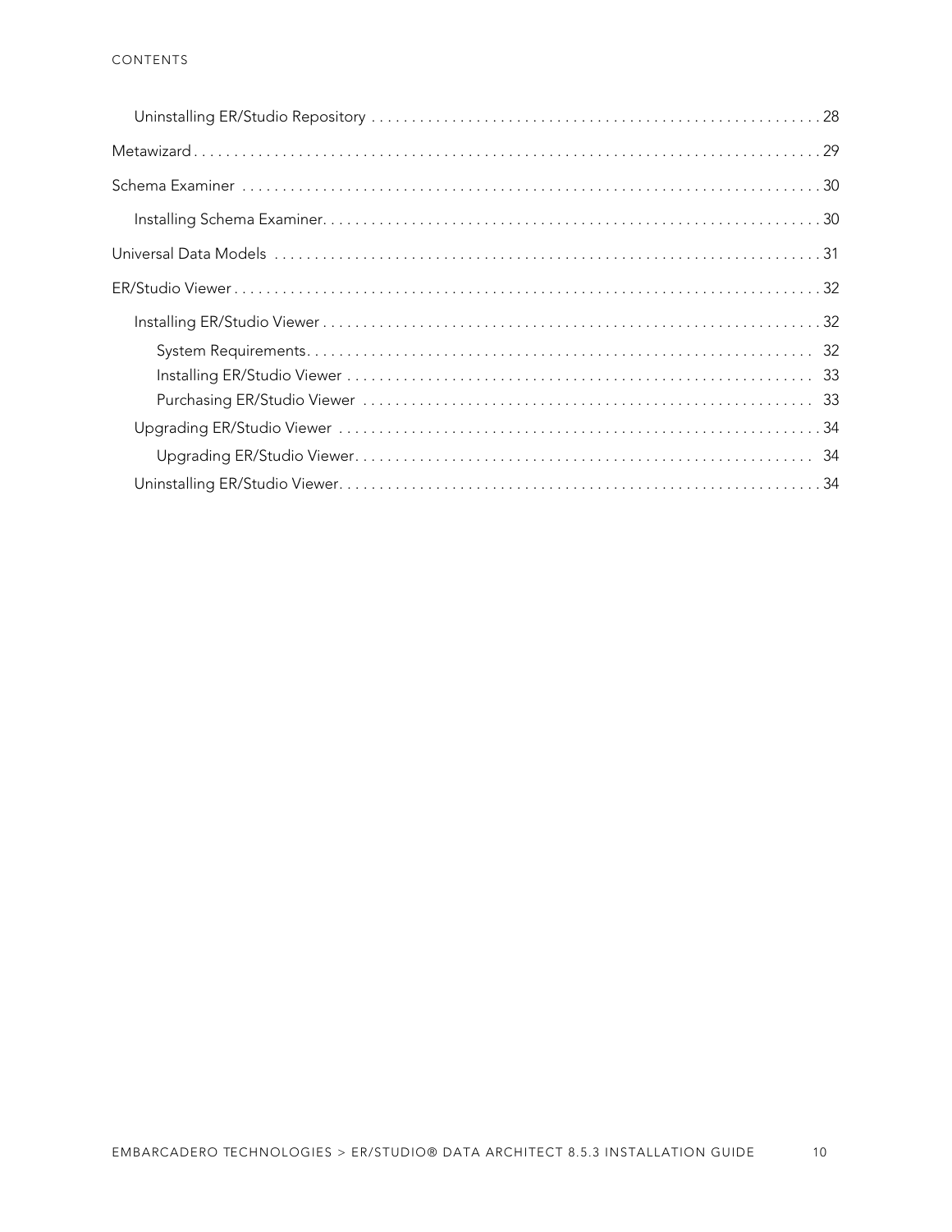Uninstalling ER/Studio Repository . . . . . . . . . . . . . . . . . . . . . . . . . . . . . . . . . . . . . . . . . . . . . . . . . . . . . 28

Metawizard . . . . . . . . . . . . . . . . . . . . . . . . . . . . . . . . . . . . . . . . . . . . . . . . . . . . . . . . . . . . . . . . . . . . . . . . 29

Schema Examiner . . . . . . . . . . . . . . . . . . . . . . . . . . . . . . . . . . . . . . . . . . . . . . . . . . . . . . . . . . . . . . . . . . . . 30

Installing Schema Examiner. . . . . . . . . . . . . . . . . . . . . . . . . . . . . . . . . . . . . . . . . . . . . . . . . . . . . . . . . . . . 30

Universal Data Models . . . . . . . . . . . . . . . . . . . . . . . . . . . . . . . . . . . . . . . . . . . . . . . . . . . . . . . . . . . . . . . . . 31

ER/Studio Viewer . . . . . . . . . . . . . . . . . . . . . . . . . . . . . . . . . . . . . . . . . . . . . . . . . . . . . . . . . . . . . . . . . . . . . . 32

Installing ER/Studio Viewer . . . . . . . . . . . . . . . . . . . . . . . . . . . . . . . . . . . . . . . . . . . . . . . . . . . . . . . . . . . . 32

System Requirements. . . . . . . . . . . . . . . . . . . . . . . . . . . . . . . . . . . . . . . . . . . . . . . . . . . . . . . . . . . . . 32

Installing ER/Studio Viewer . . . . . . . . . . . . . . . . . . . . . . . . . . . . . . . . . . . . . . . . . . . . . . . . . . . . . . . . 33

Purchasing ER/Studio Viewer . . . . . . . . . . . . . . . . . . . . . . . . . . . . . . . . . . . . . . . . . . . . . . . . . . . . . . 33

Upgrading ER/Studio Viewer . . . . . . . . . . . . . . . . . . . . . . . . . . . . . . . . . . . . . . . . . . . . . . . . . . . . . . . . . . . 34

Upgrading ER/Studio Viewer. . . . . . . . . . . . . . . . . . . . . . . . . . . . . . . . . . . . . . . . . . . . . . . . . . . . . . . . 34

Uninstalling ER/Studio Viewer. . . . . . . . . . . . . . . . . . . . . . . . . . . . . . . . . . . . . . . . . . . . . . . . . . . . . . . . . . . 34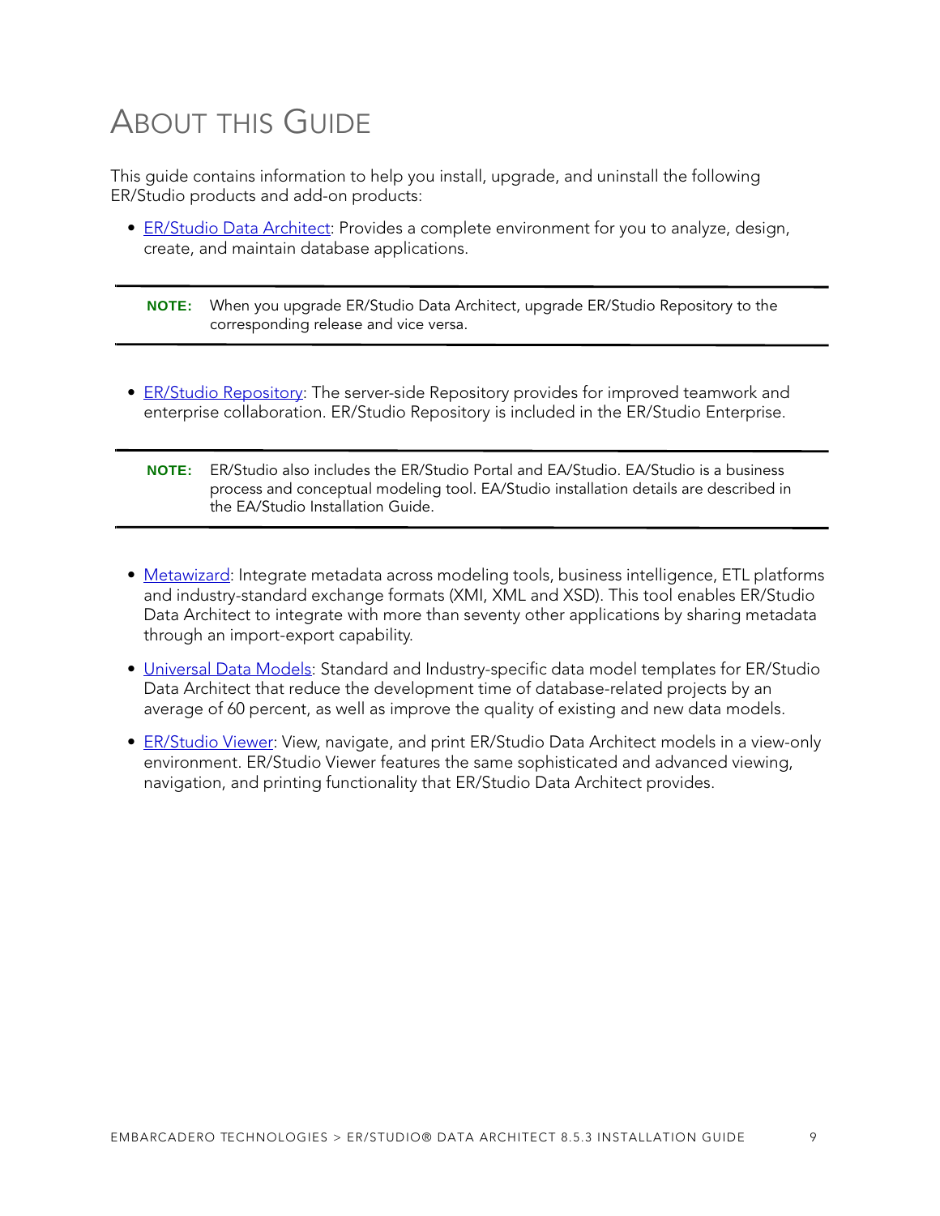# About this Guide

This guide contains information to help you install, upgrade, and uninstall the following ER/Studio products and add-on products:

- ER/Studio Data Architect: Provides a complete environment for you to analyze, design, create, and maintain database applications.

> **NOTE:** When you upgrade ER/Studio Data Architect, upgrade ER/Studio Repository to the corresponding release and vice versa.

- ER/Studio Repository: The server-side Repository provides for improved teamwork and enterprise collaboration. ER/Studio Repository is included in the ER/Studio Enterprise.

> **NOTE:** ER/Studio also includes the ER/Studio Portal and EA/Studio. EA/Studio is a business process and conceptual modeling tool. EA/Studio installation details are described in the EA/Studio Installation Guide.

- Metawizard: Integrate metadata across modeling tools, business intelligence, ETL platforms and industry-standard exchange formats (XMI, XML and XSD). This tool enables ER/Studio Data Architect to integrate with more than seventy other applications by sharing metadata through an import-export capability.
- Universal Data Models: Standard and Industry-specific data model templates for ER/Studio Data Architect that reduce the development time of database-related projects by an average of 60 percent, as well as improve the quality of existing and new data models.
- ER/Studio Viewer: View, navigate, and print ER/Studio Data Architect models in a view-only environment. ER/Studio Viewer features the same sophisticated and advanced viewing, navigation, and printing functionality that ER/Studio Data Architect provides.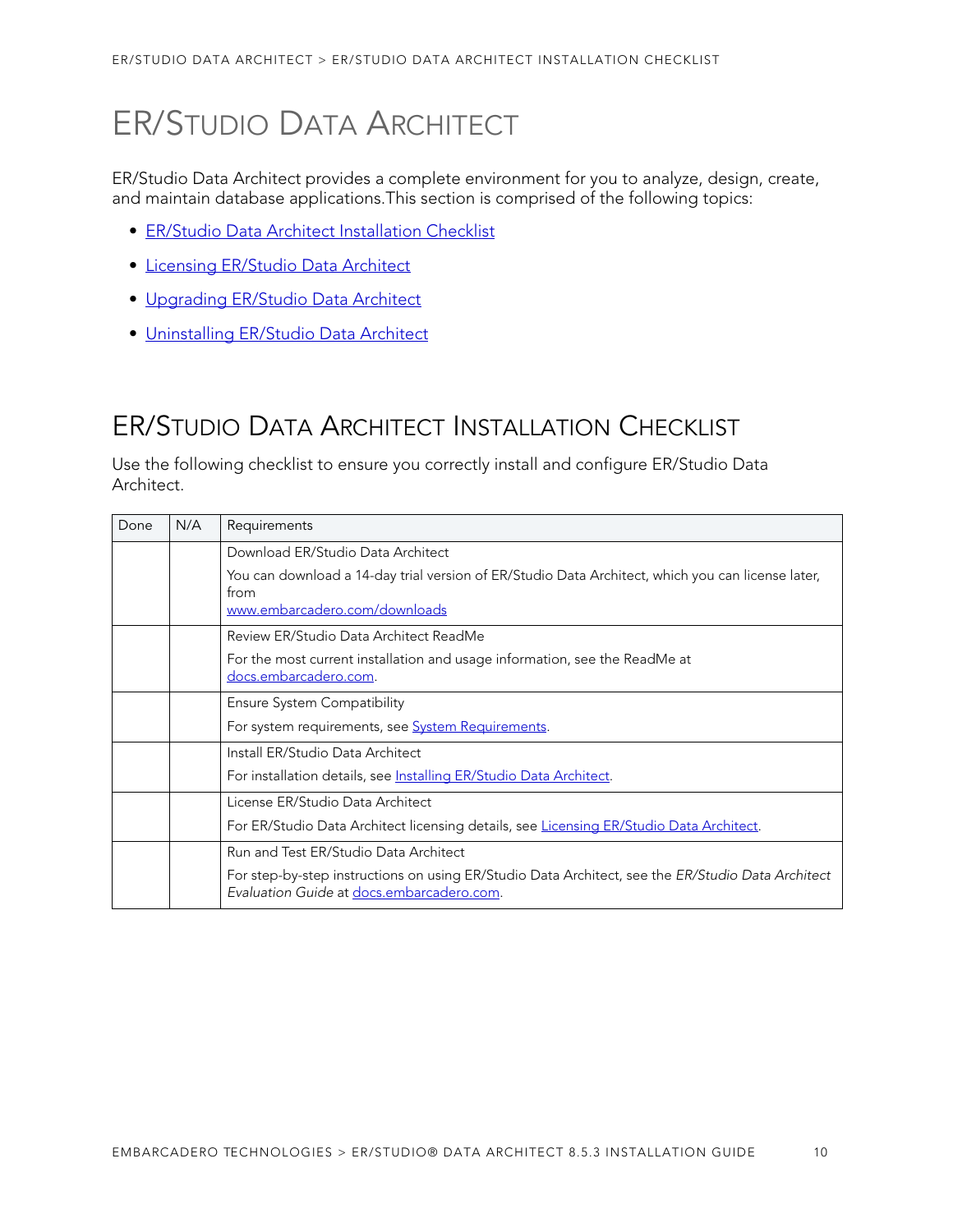# ER/STUDIO DATA ARCHITECT

ER/Studio Data Architect provides a complete environment for you to analyze, design, create, and maintain database applications.This section is comprised of the following topics:

- ER/Studio Data Architect Installation Checklist
- Licensing ER/Studio Data Architect
- Upgrading ER/Studio Data Architect
- Uninstalling ER/Studio Data Architect

## ER/STUDIO DATA ARCHITECT INSTALLATION CHECKLIST

Use the following checklist to ensure you correctly install and configure ER/Studio Data Architect.

| Done | N/A | Requirements |
|---|---|---|
| | | Download ER/Studio Data Architect<br><br>You can download a 14-day trial version of ER/Studio Data Architect, which you can license later, from<br>www.embarcadero.com/downloads |
| | | Review ER/Studio Data Architect ReadMe<br><br>For the most current installation and usage information, see the ReadMe at docs.embarcadero.com. |
| | | Ensure System Compatibility<br><br>For system requirements, see System Requirements. |
| | | Install ER/Studio Data Architect<br><br>For installation details, see Installing ER/Studio Data Architect. |
| | | License ER/Studio Data Architect<br><br>For ER/Studio Data Architect licensing details, see Licensing ER/Studio Data Architect. |
| | | Run and Test ER/Studio Data Architect<br><br>For step-by-step instructions on using ER/Studio Data Architect, see the *ER/Studio Data Architect Evaluation Guide* at docs.embarcadero.com. |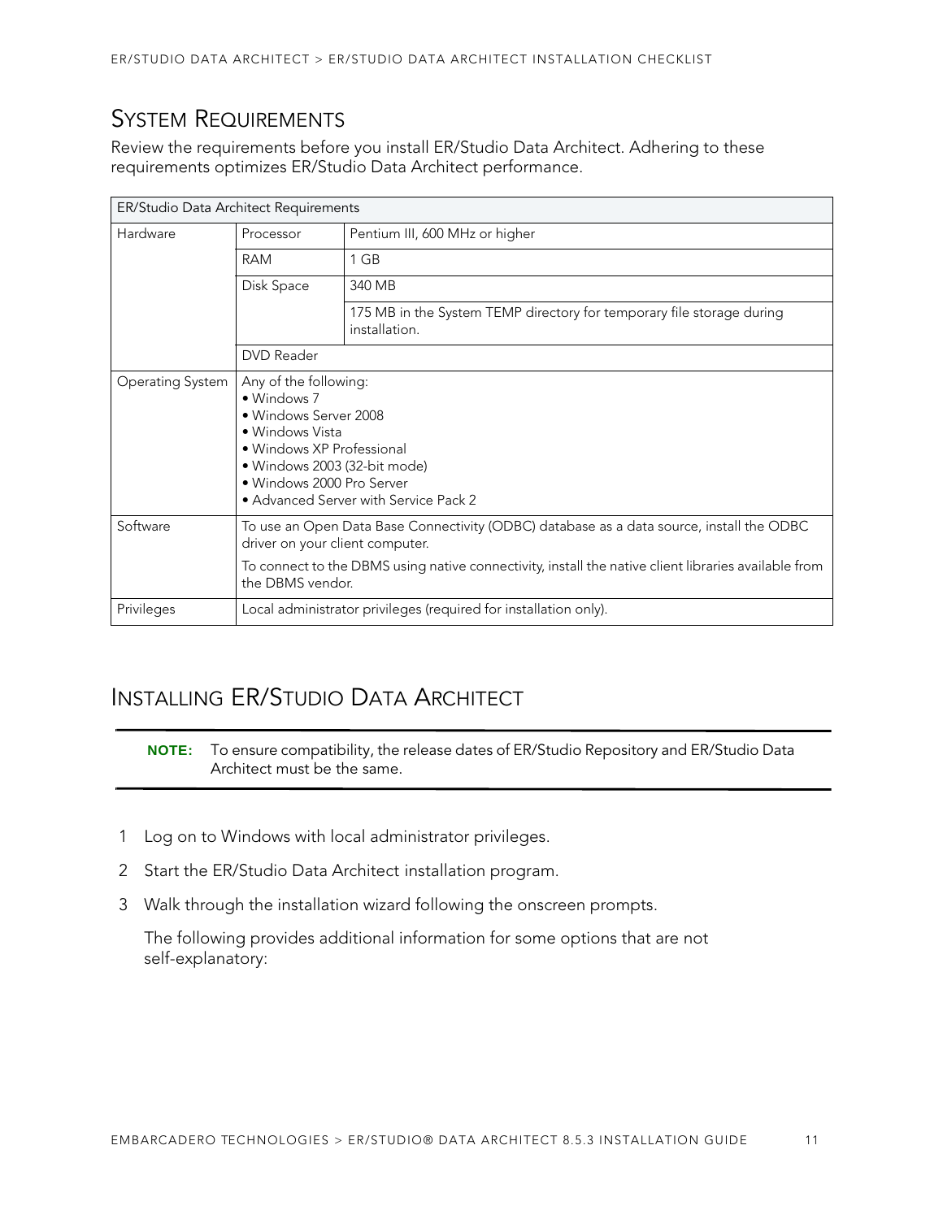## System Requirements

Review the requirements before you install ER/Studio Data Architect. Adhering to these requirements optimizes ER/Studio Data Architect performance.

| ER/Studio Data Architect Requirements | | |
|---|---|---|
| Hardware | Processor | Pentium III, 600 MHz or higher |
| | RAM | 1 GB |
| | Disk Space | 340 MB |
| | | 175 MB in the System TEMP directory for temporary file storage during installation. |
| | DVD Reader | |
| Operating System | Any of the following:<br>• Windows 7<br>• Windows Server 2008<br>• Windows Vista<br>• Windows XP Professional<br>• Windows 2003 (32-bit mode)<br>• Windows 2000 Pro Server<br>• Advanced Server with Service Pack 2 | |
| Software | To use an Open Data Base Connectivity (ODBC) database as a data source, install the ODBC driver on your client computer.<br>To connect to the DBMS using native connectivity, install the native client libraries available from the DBMS vendor. | |
| Privileges | Local administrator privileges (required for installation only). | |

## Installing ER/Studio Data Architect

**NOTE:** To ensure compatibility, the release dates of ER/Studio Repository and ER/Studio Data Architect must be the same.

1. Log on to Windows with local administrator privileges.
2. Start the ER/Studio Data Architect installation program.
3. Walk through the installation wizard following the onscreen prompts.

   The following provides additional information for some options that are not self-explanatory: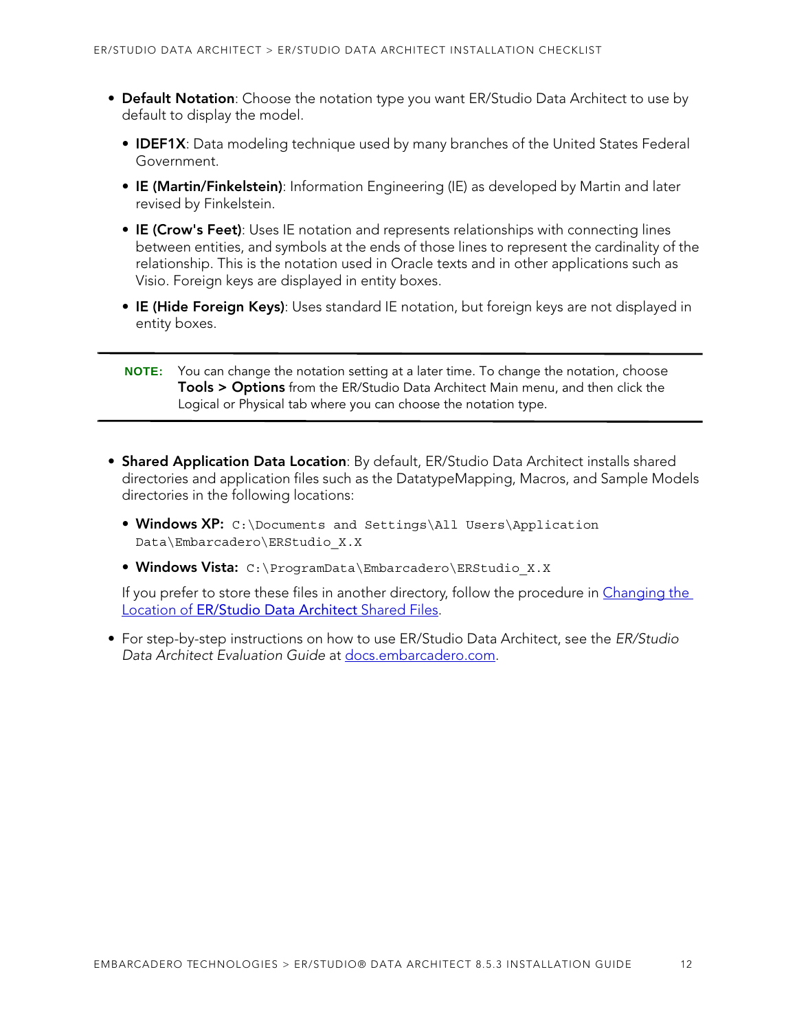- **Default Notation**: Choose the notation type you want ER/Studio Data Architect to use by default to display the model.
  - **IDEF1X**: Data modeling technique used by many branches of the United States Federal Government.
  - **IE (Martin/Finkelstein)**: Information Engineering (IE) as developed by Martin and later revised by Finkelstein.
  - **IE (Crow's Feet)**: Uses IE notation and represents relationships with connecting lines between entities, and symbols at the ends of those lines to represent the cardinality of the relationship. This is the notation used in Oracle texts and in other applications such as Visio. Foreign keys are displayed in entity boxes.
  - **IE (Hide Foreign Keys)**: Uses standard IE notation, but foreign keys are not displayed in entity boxes.

---

**NOTE:** You can change the notation setting at a later time. To change the notation, choose **Tools > Options** from the ER/Studio Data Architect Main menu, and then click the Logical or Physical tab where you can choose the notation type.

---

- **Shared Application Data Location**: By default, ER/Studio Data Architect installs shared directories and application files such as the DatatypeMapping, Macros, and Sample Models directories in the following locations:
  - **Windows XP:** `C:\Documents and Settings\All Users\Application Data\Embarcadero\ERStudio_X.X`
  - **Windows Vista:** `C:\ProgramData\Embarcadero\ERStudio_X.X`

  If you prefer to store these files in another directory, follow the procedure in Changing the Location of ER/Studio Data Architect Shared Files.

- For step-by-step instructions on how to use ER/Studio Data Architect, see the *ER/Studio Data Architect Evaluation Guide* at docs.embarcadero.com.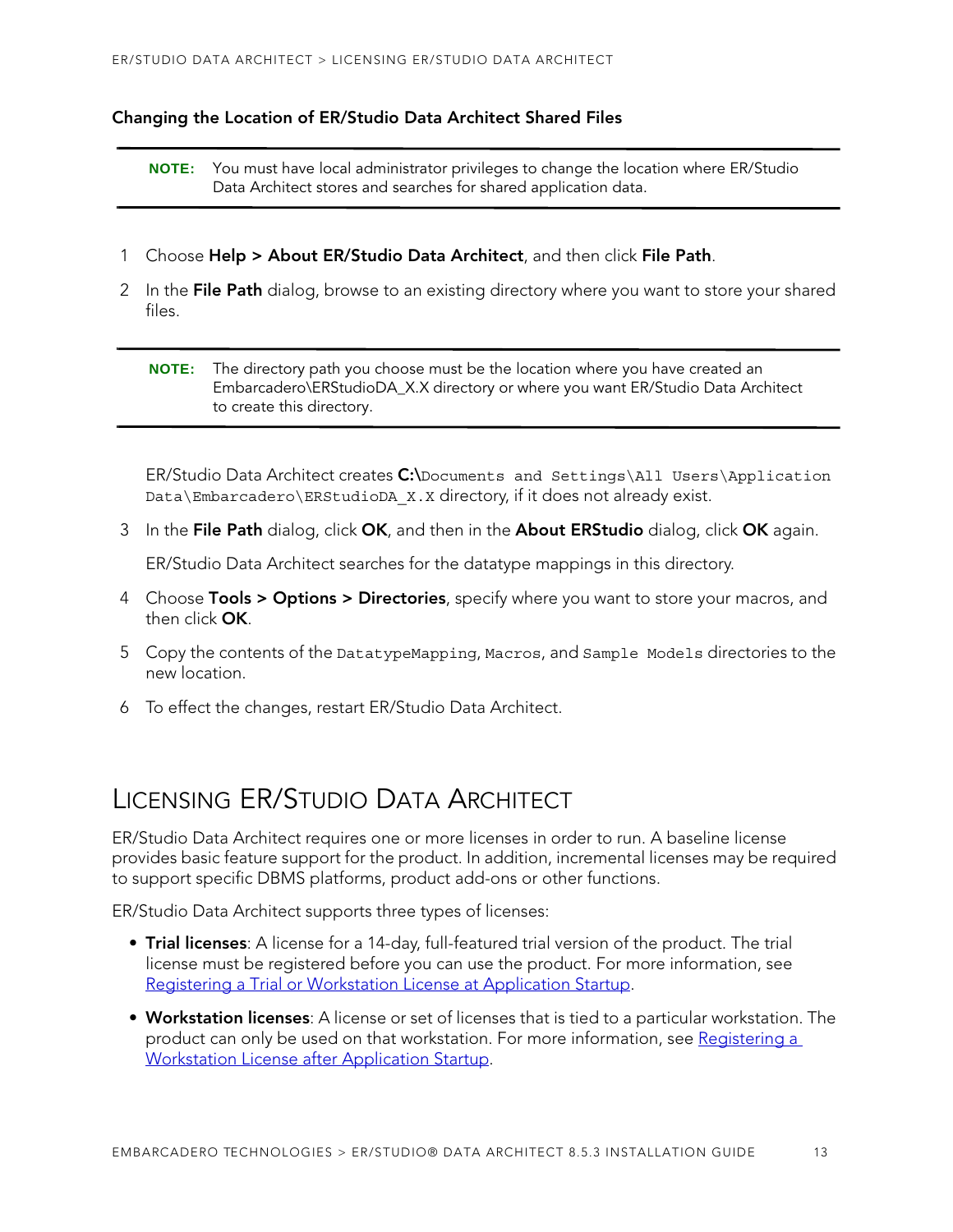### Changing the Location of ER/Studio Data Architect Shared Files

> **NOTE:** You must have local administrator privileges to change the location where ER/Studio Data Architect stores and searches for shared application data.

1. Choose **Help > About ER/Studio Data Architect**, and then click **File Path**.
2. In the **File Path** dialog, browse to an existing directory where you want to store your shared files.

   > **NOTE:** The directory path you choose must be the location where you have created an Embarcadero\ERStudioDA_X.X directory or where you want ER/Studio Data Architect to create this directory.

   ER/Studio Data Architect creates **C:\**`Documents and Settings\All Users\Application Data\Embarcadero\ERStudioDA_X.X` directory, if it does not already exist.
3. In the **File Path** dialog, click **OK**, and then in the **About ERStudio** dialog, click **OK** again.

   ER/Studio Data Architect searches for the datatype mappings in this directory.
4. Choose **Tools > Options > Directories**, specify where you want to store your macros, and then click **OK**.
5. Copy the contents of the `DatatypeMapping`, `Macros`, and `Sample Models` directories to the new location.
6. To effect the changes, restart ER/Studio Data Architect.

## Licensing ER/Studio Data Architect

ER/Studio Data Architect requires one or more licenses in order to run. A baseline license provides basic feature support for the product. In addition, incremental licenses may be required to support specific DBMS platforms, product add-ons or other functions.

ER/Studio Data Architect supports three types of licenses:

- **Trial licenses**: A license for a 14-day, full-featured trial version of the product. The trial license must be registered before you can use the product. For more information, see Registering a Trial or Workstation License at Application Startup.
- **Workstation licenses**: A license or set of licenses that is tied to a particular workstation. The product can only be used on that workstation. For more information, see Registering a Workstation License after Application Startup.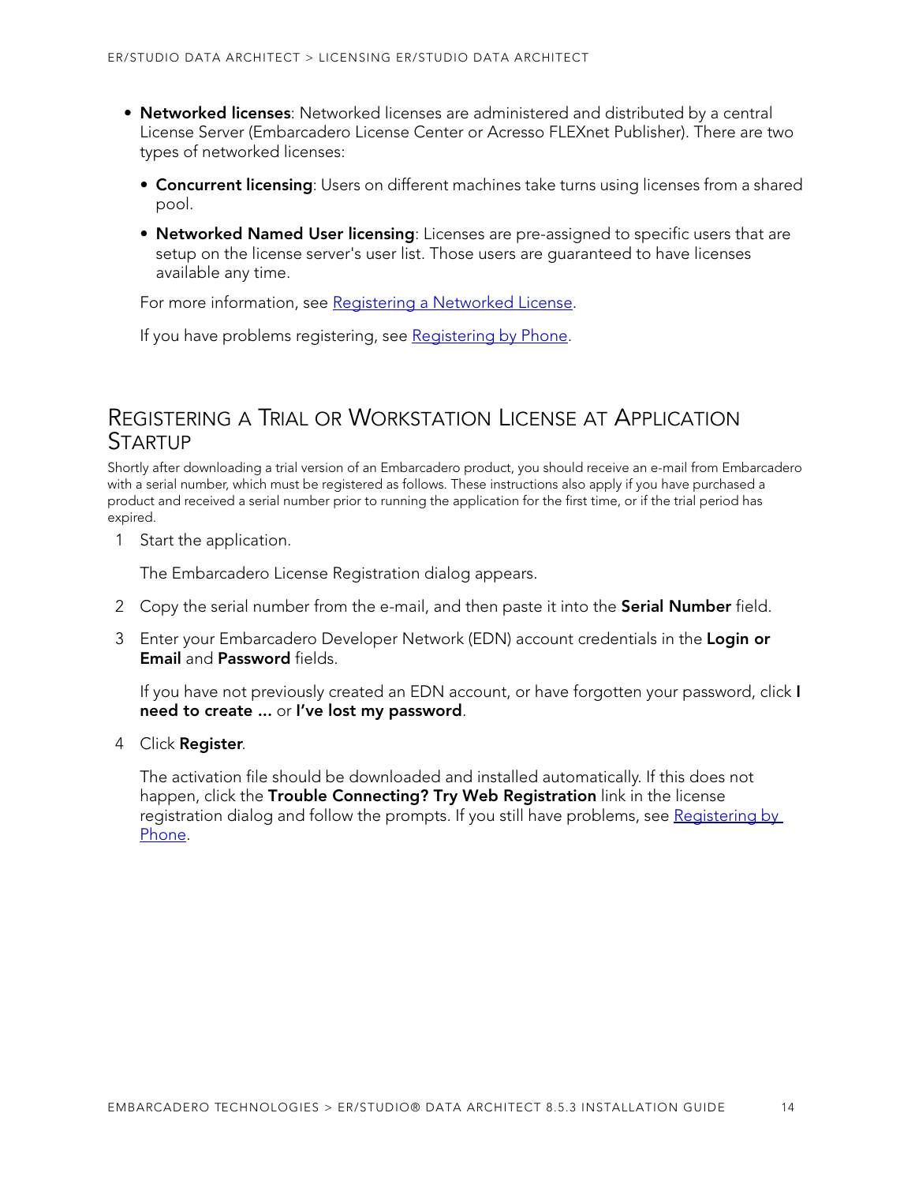- **Networked licenses**: Networked licenses are administered and distributed by a central License Server (Embarcadero License Center or Acresso FLEXnet Publisher). There are two types of networked licenses:
  - **Concurrent licensing**: Users on different machines take turns using licenses from a shared pool.
  - **Networked Named User licensing**: Licenses are pre-assigned to specific users that are setup on the license server's user list. Those users are guaranteed to have licenses available any time.

  For more information, see Registering a Networked License.

  If you have problems registering, see Registering by Phone.

## Registering a Trial or Workstation License at Application Startup

Shortly after downloading a trial version of an Embarcadero product, you should receive an e-mail from Embarcadero with a serial number, which must be registered as follows. These instructions also apply if you have purchased a product and received a serial number prior to running the application for the first time, or if the trial period has expired.

1. Start the application.

   The Embarcadero License Registration dialog appears.

2. Copy the serial number from the e-mail, and then paste it into the **Serial Number** field.

3. Enter your Embarcadero Developer Network (EDN) account credentials in the **Login or Email** and **Password** fields.

   If you have not previously created an EDN account, or have forgotten your password, click **I need to create ...** or **I've lost my password**.

4. Click **Register**.

   The activation file should be downloaded and installed automatically. If this does not happen, click the **Trouble Connecting? Try Web Registration** link in the license registration dialog and follow the prompts. If you still have problems, see Registering by Phone.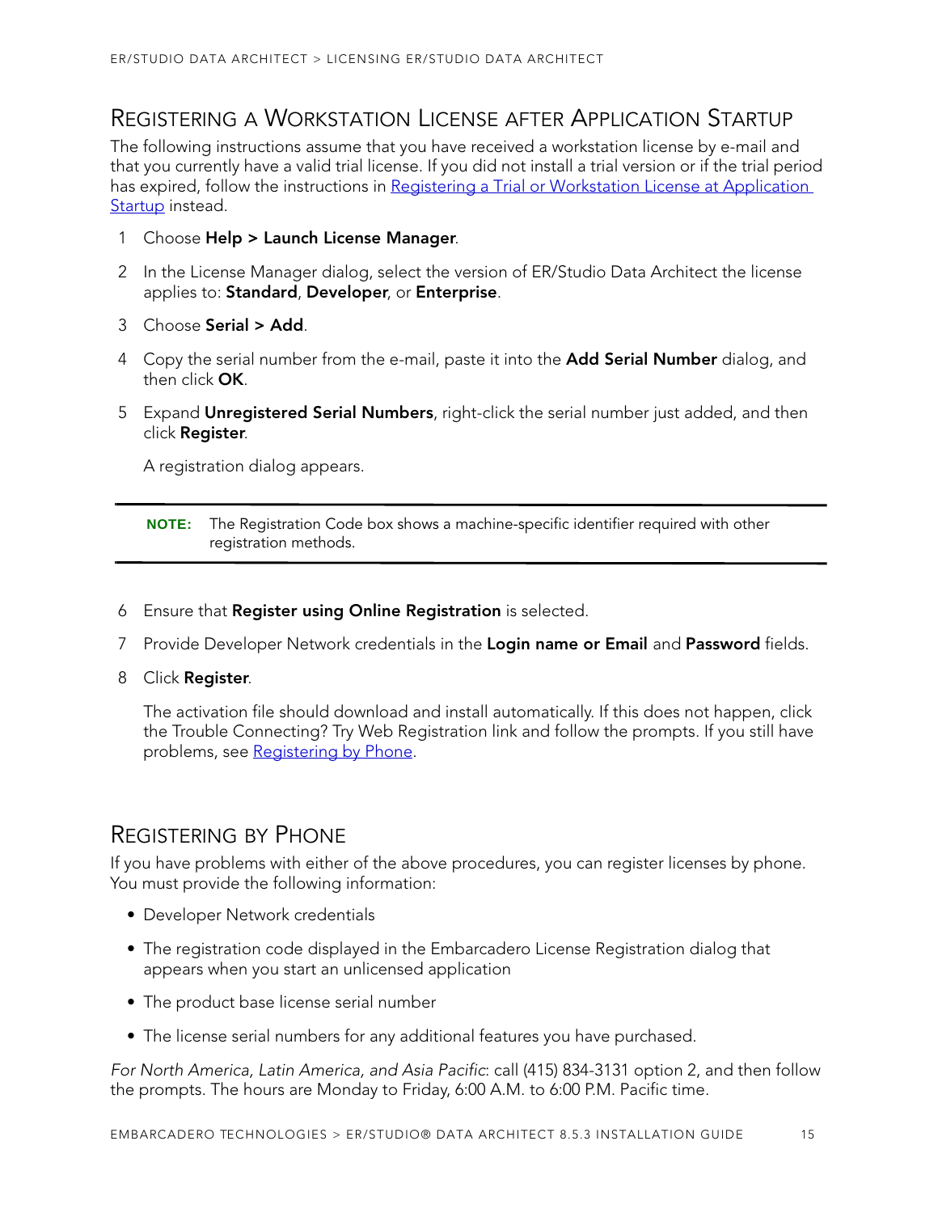## Registering a Workstation License after Application Startup

The following instructions assume that you have received a workstation license by e-mail and that you currently have a valid trial license. If you did not install a trial version or if the trial period has expired, follow the instructions in Registering a Trial or Workstation License at Application Startup instead.

1. Choose **Help > Launch License Manager**.
2. In the License Manager dialog, select the version of ER/Studio Data Architect the license applies to: **Standard**, **Developer**, or **Enterprise**.
3. Choose **Serial > Add**.
4. Copy the serial number from the e-mail, paste it into the **Add Serial Number** dialog, and then click **OK**.
5. Expand **Unregistered Serial Numbers**, right-click the serial number just added, and then click **Register**.

   A registration dialog appears.

> **NOTE:** The Registration Code box shows a machine-specific identifier required with other registration methods.

6. Ensure that **Register using Online Registration** is selected.
7. Provide Developer Network credentials in the **Login name or Email** and **Password** fields.
8. Click **Register**.

   The activation file should download and install automatically. If this does not happen, click the Trouble Connecting? Try Web Registration link and follow the prompts. If you still have problems, see Registering by Phone.

## Registering by Phone

If you have problems with either of the above procedures, you can register licenses by phone. You must provide the following information:

- Developer Network credentials
- The registration code displayed in the Embarcadero License Registration dialog that appears when you start an unlicensed application
- The product base license serial number
- The license serial numbers for any additional features you have purchased.

*For North America, Latin America, and Asia Pacific*: call (415) 834-3131 option 2, and then follow the prompts. The hours are Monday to Friday, 6:00 A.M. to 6:00 P.M. Pacific time.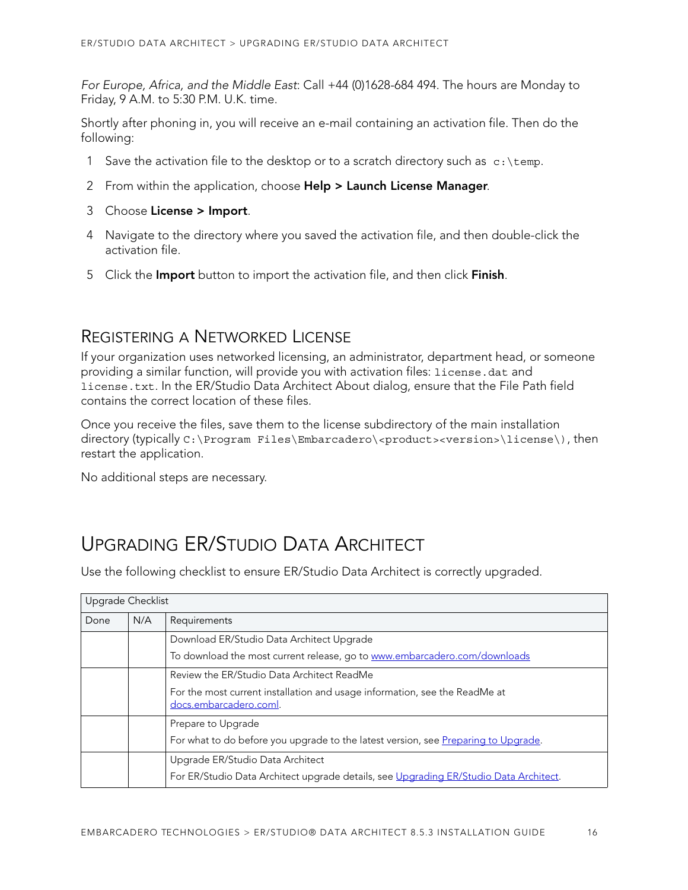*For Europe, Africa, and the Middle East*: Call +44 (0)1628-684 494. The hours are Monday to Friday, 9 A.M. to 5:30 P.M. U.K. time.

Shortly after phoning in, you will receive an e-mail containing an activation file. Then do the following:

1. Save the activation file to the desktop or to a scratch directory such as `c:\temp`.
2. From within the application, choose **Help > Launch License Manager**.
3. Choose **License > Import**.
4. Navigate to the directory where you saved the activation file, and then double-click the activation file.
5. Click the **Import** button to import the activation file, and then click **Finish**.

### Registering a Networked License

If your organization uses networked licensing, an administrator, department head, or someone providing a similar function, will provide you with activation files: `license.dat` and `license.txt`. In the ER/Studio Data Architect About dialog, ensure that the File Path field contains the correct location of these files.

Once you receive the files, save them to the license subdirectory of the main installation directory (typically `C:\Program Files\Embarcadero\<product><version>\license\`), then restart the application.

No additional steps are necessary.

## Upgrading ER/Studio Data Architect

Use the following checklist to ensure ER/Studio Data Architect is correctly upgraded.

| Upgrade Checklist | | |
|---|---|---|
| Done | N/A | Requirements |
| | | Download ER/Studio Data Architect Upgrade<br>To download the most current release, go to [www.embarcadero.com/downloads](www.embarcadero.com/downloads) |
| | | Review the ER/Studio Data Architect ReadMe<br>For the most current installation and usage information, see the ReadMe at [docs.embarcadero.coml](docs.embarcadero.coml). |
| | | Prepare to Upgrade<br>For what to do before you upgrade to the latest version, see [Preparing to Upgrade](#). |
| | | Upgrade ER/Studio Data Architect<br>For ER/Studio Data Architect upgrade details, see [Upgrading ER/Studio Data Architect](#). |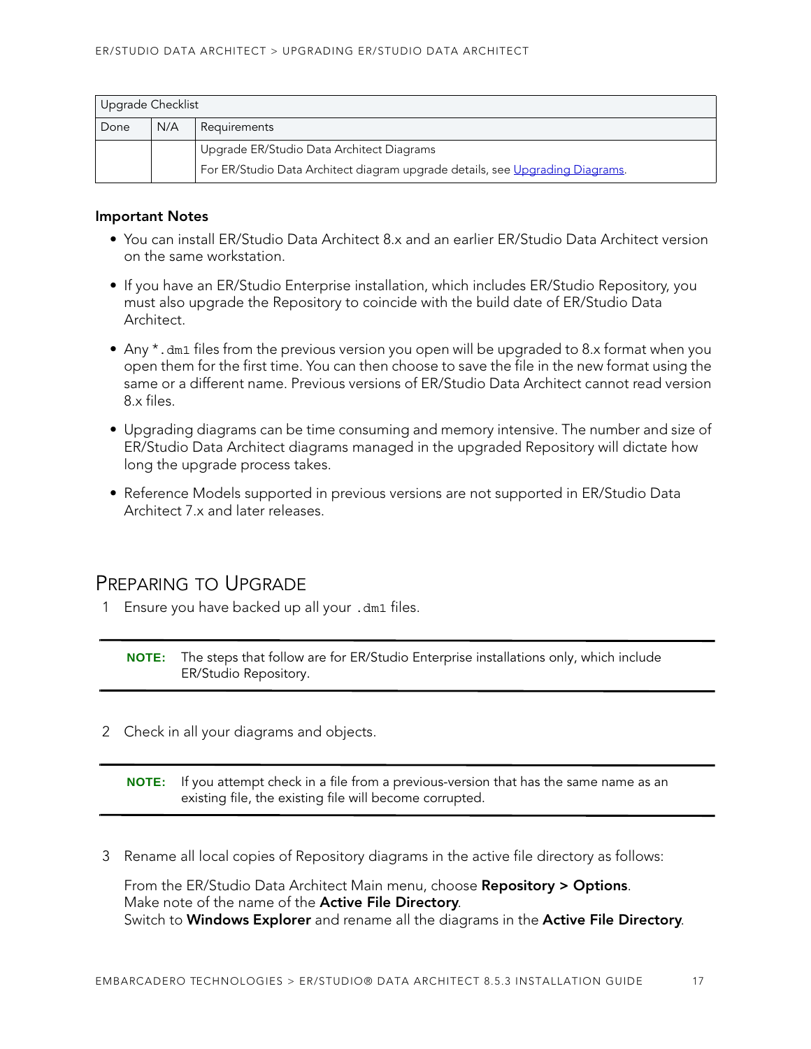| Upgrade Checklist | | |
|---|---|---|
| Done | N/A | Requirements |
| | | Upgrade ER/Studio Data Architect Diagrams<br>For ER/Studio Data Architect diagram upgrade details, see [Upgrading Diagrams](#). |

**Important Notes**

- You can install ER/Studio Data Architect 8.x and an earlier ER/Studio Data Architect version on the same workstation.
- If you have an ER/Studio Enterprise installation, which includes ER/Studio Repository, you must also upgrade the Repository to coincide with the build date of ER/Studio Data Architect.
- Any `*.dm1` files from the previous version you open will be upgraded to 8.x format when you open them for the first time. You can then choose to save the file in the new format using the same or a different name. Previous versions of ER/Studio Data Architect cannot read version 8.x files.
- Upgrading diagrams can be time consuming and memory intensive. The number and size of ER/Studio Data Architect diagrams managed in the upgraded Repository will dictate how long the upgrade process takes.
- Reference Models supported in previous versions are not supported in ER/Studio Data Architect 7.x and later releases.

## Preparing to Upgrade

1. Ensure you have backed up all your `.dm1` files.

> **NOTE:** The steps that follow are for ER/Studio Enterprise installations only, which include ER/Studio Repository.

2. Check in all your diagrams and objects.

> **NOTE:** If you attempt check in a file from a previous-version that has the same name as an existing file, the existing file will become corrupted.

3. Rename all local copies of Repository diagrams in the active file directory as follows:

   From the ER/Studio Data Architect Main menu, choose **Repository > Options**.
   Make note of the name of the **Active File Directory**.
   Switch to **Windows Explorer** and rename all the diagrams in the **Active File Directory**.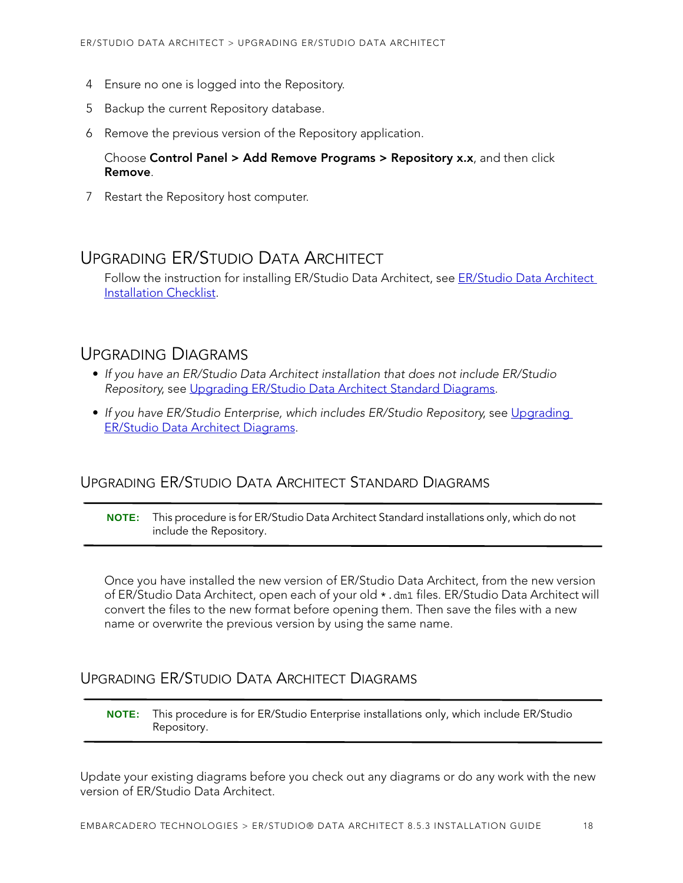4. Ensure no one is logged into the Repository.
5. Backup the current Repository database.
6. Remove the previous version of the Repository application.

   Choose **Control Panel > Add Remove Programs > Repository x.x**, and then click **Remove**.
7. Restart the Repository host computer.

## Upgrading ER/Studio Data Architect

Follow the instruction for installing ER/Studio Data Architect, see ER/Studio Data Architect Installation Checklist.

## Upgrading Diagrams

- *If you have an ER/Studio Data Architect installation that does not include ER/Studio Repository*, see Upgrading ER/Studio Data Architect Standard Diagrams.
- *If you have ER/Studio Enterprise, which includes ER/Studio Repository*, see Upgrading ER/Studio Data Architect Diagrams.

### Upgrading ER/Studio Data Architect Standard Diagrams

> **NOTE:** This procedure is for ER/Studio Data Architect Standard installations only, which do not include the Repository.

Once you have installed the new version of ER/Studio Data Architect, from the new version of ER/Studio Data Architect, open each of your old `*.dm1` files. ER/Studio Data Architect will convert the files to the new format before opening them. Then save the files with a new name or overwrite the previous version by using the same name.

### Upgrading ER/Studio Data Architect Diagrams

> **NOTE:** This procedure is for ER/Studio Enterprise installations only, which include ER/Studio Repository.

Update your existing diagrams before you check out any diagrams or do any work with the new version of ER/Studio Data Architect.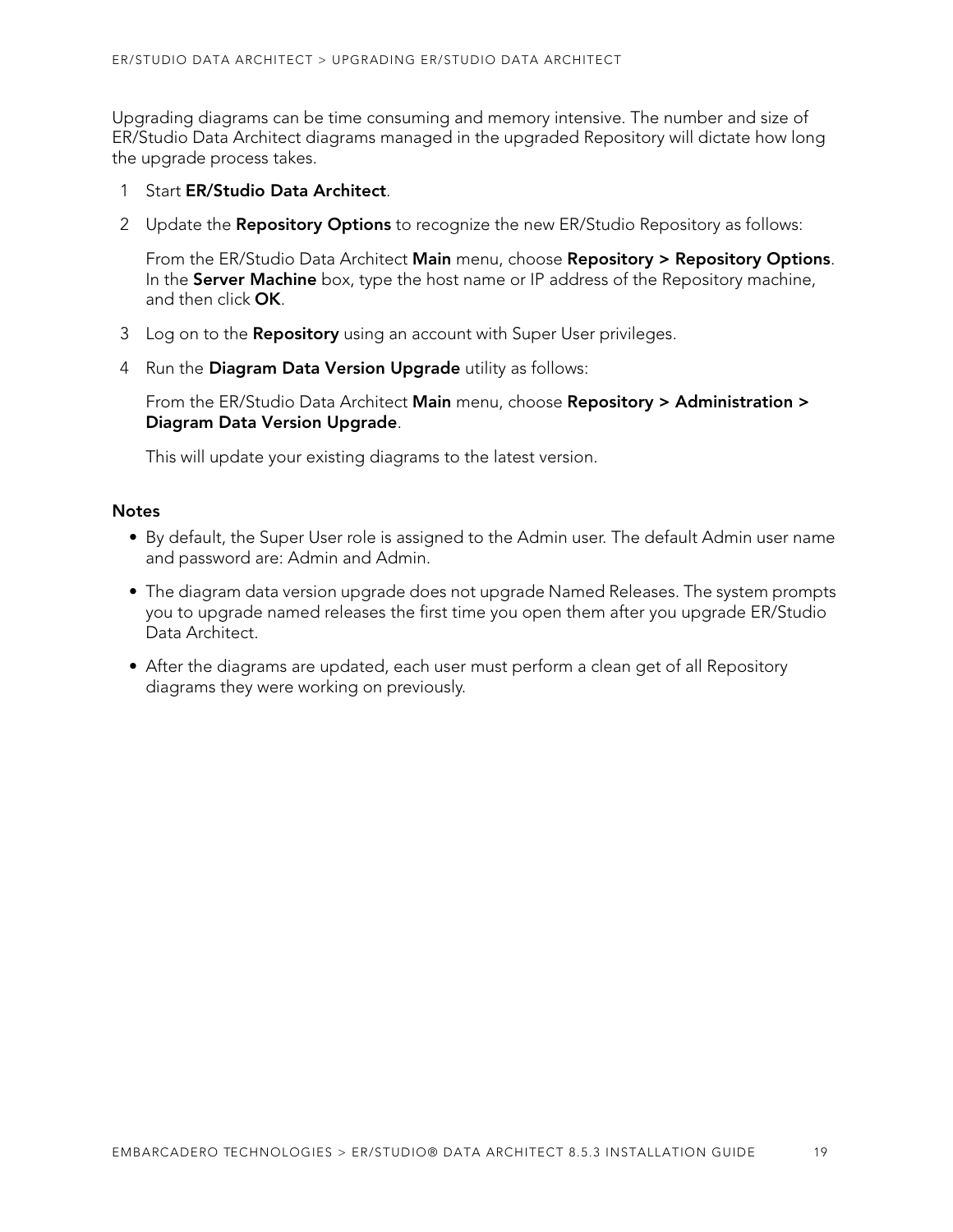Upgrading diagrams can be time consuming and memory intensive. The number and size of ER/Studio Data Architect diagrams managed in the upgraded Repository will dictate how long the upgrade process takes.

1. Start **ER/Studio Data Architect**.
2. Update the **Repository Options** to recognize the new ER/Studio Repository as follows:

   From the ER/Studio Data Architect **Main** menu, choose **Repository > Repository Options**. In the **Server Machine** box, type the host name or IP address of the Repository machine, and then click **OK**.

3. Log on to the **Repository** using an account with Super User privileges.
4. Run the **Diagram Data Version Upgrade** utility as follows:

   From the ER/Studio Data Architect **Main** menu, choose **Repository > Administration > Diagram Data Version Upgrade**.

   This will update your existing diagrams to the latest version.

**Notes**

- By default, the Super User role is assigned to the Admin user. The default Admin user name and password are: Admin and Admin.
- The diagram data version upgrade does not upgrade Named Releases. The system prompts you to upgrade named releases the first time you open them after you upgrade ER/Studio Data Architect.
- After the diagrams are updated, each user must perform a clean get of all Repository diagrams they were working on previously.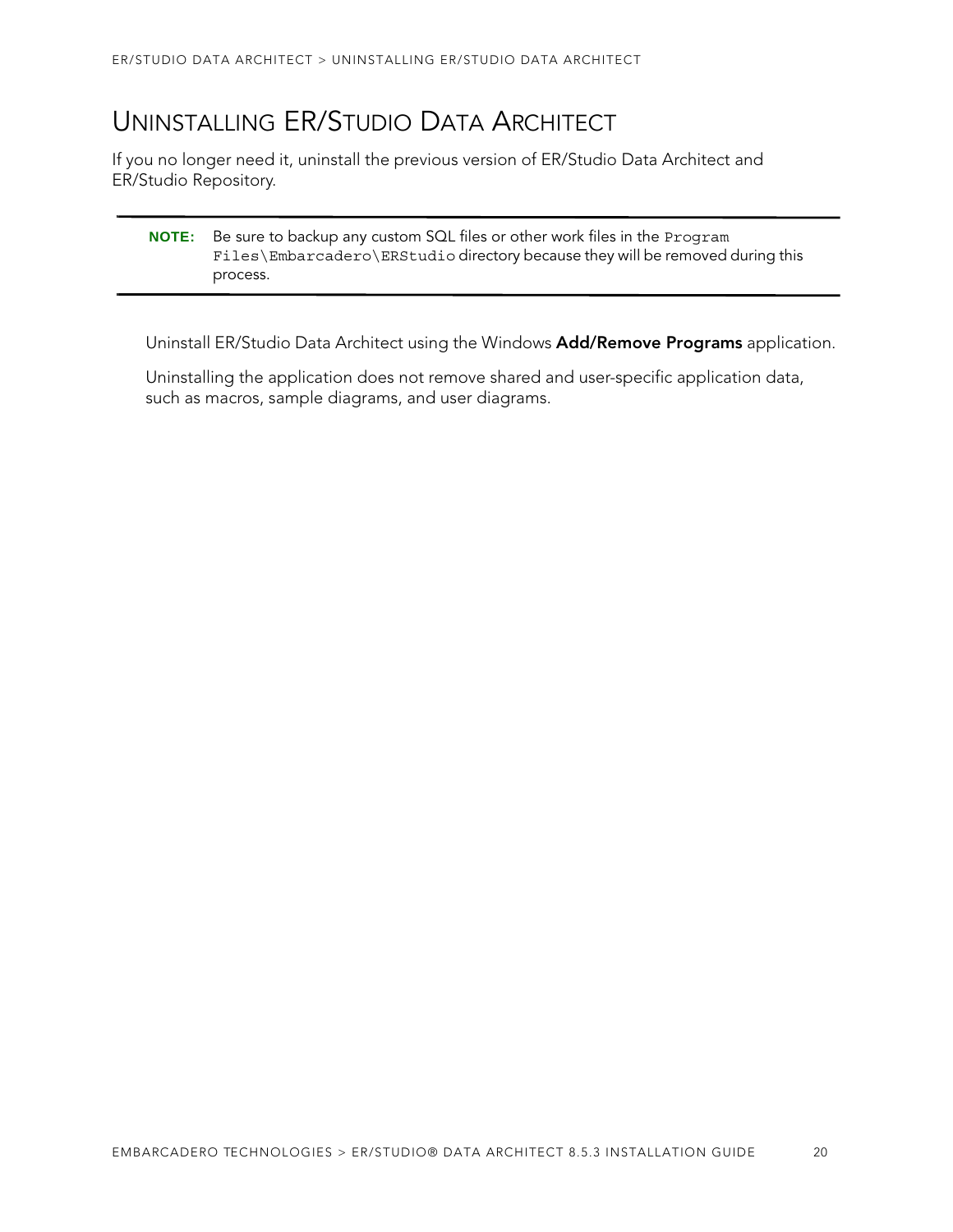# Uninstalling ER/Studio Data Architect

If you no longer need it, uninstall the previous version of ER/Studio Data Architect and ER/Studio Repository.

**NOTE:** Be sure to backup any custom SQL files or other work files in the `Program Files\Embarcadero\ERStudio` directory because they will be removed during this process.

Uninstall ER/Studio Data Architect using the Windows **Add/Remove Programs** application.

Uninstalling the application does not remove shared and user-specific application data, such as macros, sample diagrams, and user diagrams.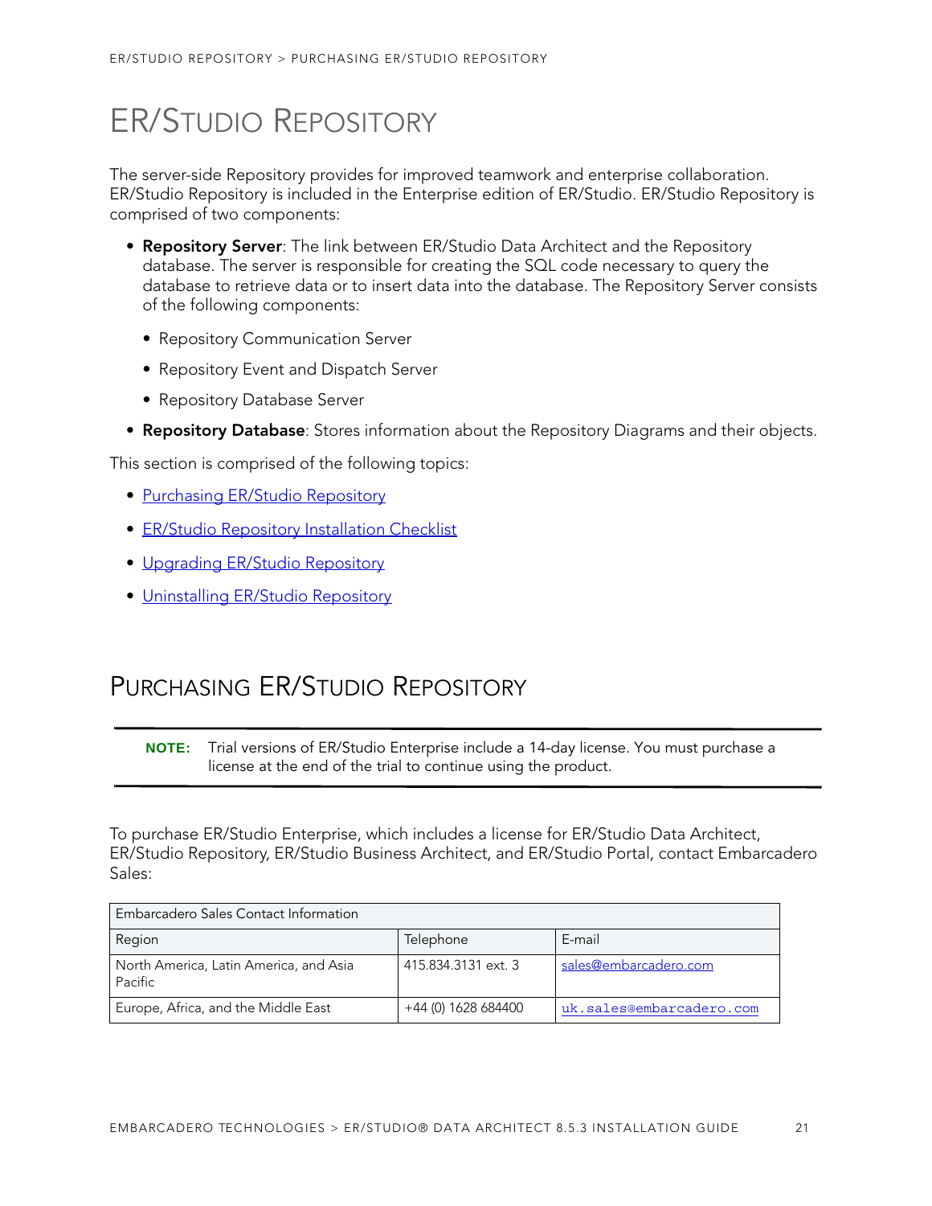# ER/Studio Repository

The server-side Repository provides for improved teamwork and enterprise collaboration. ER/Studio Repository is included in the Enterprise edition of ER/Studio. ER/Studio Repository is comprised of two components:

- **Repository Server**: The link between ER/Studio Data Architect and the Repository database. The server is responsible for creating the SQL code necessary to query the database to retrieve data or to insert data into the database. The Repository Server consists of the following components:
  - Repository Communication Server
  - Repository Event and Dispatch Server
  - Repository Database Server
- **Repository Database**: Stores information about the Repository Diagrams and their objects.

This section is comprised of the following topics:

- [Purchasing ER/Studio Repository]
- [ER/Studio Repository Installation Checklist]
- [Upgrading ER/Studio Repository]
- [Uninstalling ER/Studio Repository]

## Purchasing ER/Studio Repository

**NOTE:** Trial versions of ER/Studio Enterprise include a 14-day license. You must purchase a license at the end of the trial to continue using the product.

To purchase ER/Studio Enterprise, which includes a license for ER/Studio Data Architect, ER/Studio Repository, ER/Studio Business Architect, and ER/Studio Portal, contact Embarcadero Sales:

| Embarcadero Sales Contact Information | | |
|---|---|---|
| Region | Telephone | E-mail |
| North America, Latin America, and Asia Pacific | 415.834.3131 ext. 3 | sales@embarcadero.com |
| Europe, Africa, and the Middle East | +44 (0) 1628 684400 | uk.sales@embarcadero.com |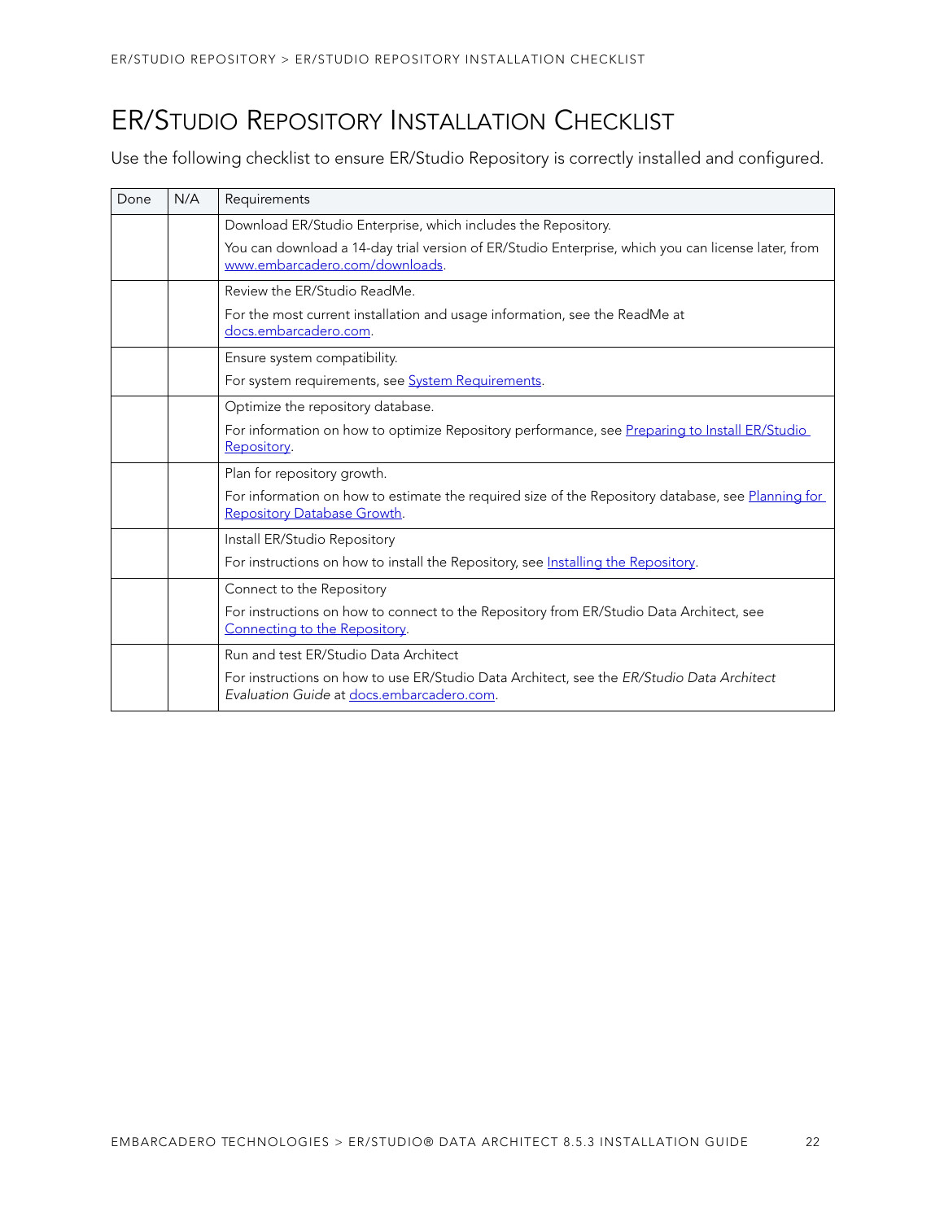# ER/Studio Repository Installation Checklist

Use the following checklist to ensure ER/Studio Repository is correctly installed and configured.

| Done | N/A | Requirements |
|---|---|---|
| | | Download ER/Studio Enterprise, which includes the Repository.<br>You can download a 14-day trial version of ER/Studio Enterprise, which you can license later, from www.embarcadero.com/downloads. |
| | | Review the ER/Studio ReadMe.<br>For the most current installation and usage information, see the ReadMe at docs.embarcadero.com. |
| | | Ensure system compatibility.<br>For system requirements, see System Requirements. |
| | | Optimize the repository database.<br>For information on how to optimize Repository performance, see Preparing to Install ER/Studio Repository. |
| | | Plan for repository growth.<br>For information on how to estimate the required size of the Repository database, see Planning for Repository Database Growth. |
| | | Install ER/Studio Repository<br>For instructions on how to install the Repository, see Installing the Repository. |
| | | Connect to the Repository<br>For instructions on how to connect to the Repository from ER/Studio Data Architect, see Connecting to the Repository. |
| | | Run and test ER/Studio Data Architect<br>For instructions on how to use ER/Studio Data Architect, see the *ER/Studio Data Architect Evaluation Guide* at docs.embarcadero.com. |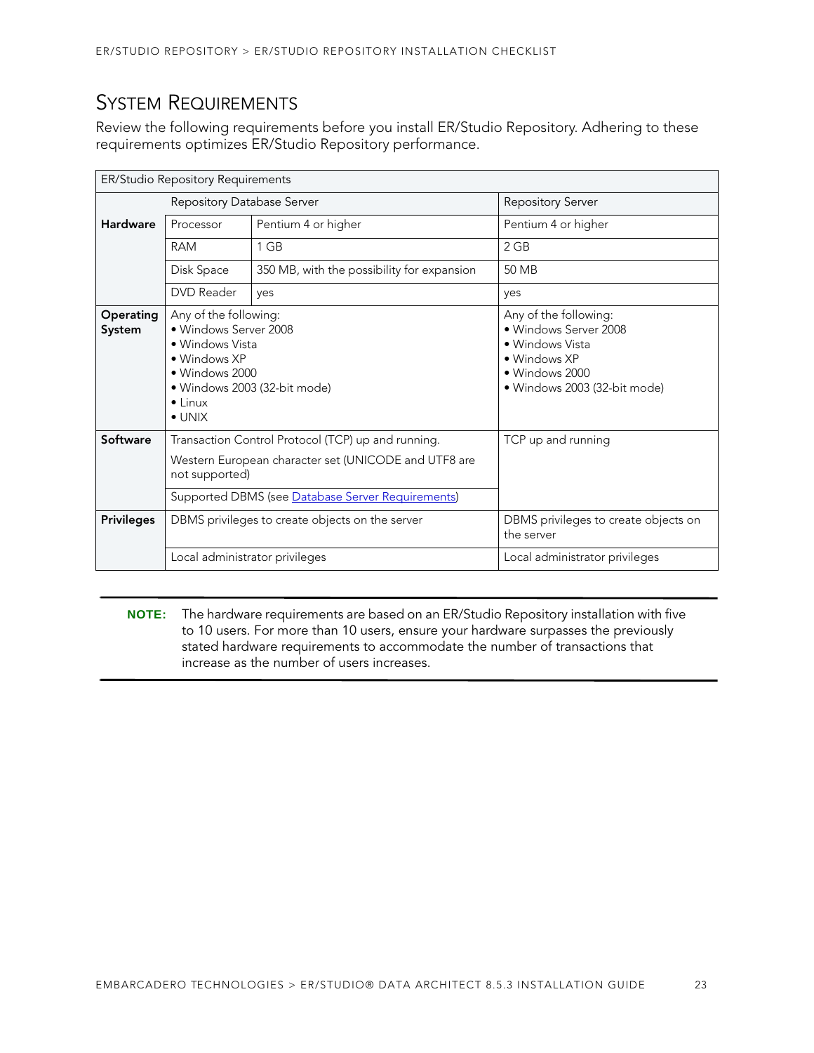## System Requirements

Review the following requirements before you install ER/Studio Repository. Adhering to these requirements optimizes ER/Studio Repository performance.

| ER/Studio Repository Requirements | | | |
|---|---|---|---|
| | Repository Database Server | | Repository Server |
| **Hardware** | Processor | Pentium 4 or higher | Pentium 4 or higher |
| | RAM | 1 GB | 2 GB |
| | Disk Space | 350 MB, with the possibility for expansion | 50 MB |
| | DVD Reader | yes | yes |
| **Operating System** | Any of the following:<br>• Windows Server 2008<br>• Windows Vista<br>• Windows XP<br>• Windows 2000<br>• Windows 2003 (32-bit mode)<br>• Linux<br>• UNIX | | Any of the following:<br>• Windows Server 2008<br>• Windows Vista<br>• Windows XP<br>• Windows 2000<br>• Windows 2003 (32-bit mode) |
| **Software** | Transaction Control Protocol (TCP) up and running.<br>Western European character set (UNICODE and UTF8 are not supported) | | TCP up and running |
| | Supported DBMS (see [Database Server Requirements]) | | |
| **Privileges** | DBMS privileges to create objects on the server | | DBMS privileges to create objects on the server |
| | Local administrator privileges | | Local administrator privileges |

**NOTE:** The hardware requirements are based on an ER/Studio Repository installation with five to 10 users. For more than 10 users, ensure your hardware surpasses the previously stated hardware requirements to accommodate the number of transactions that increase as the number of users increases.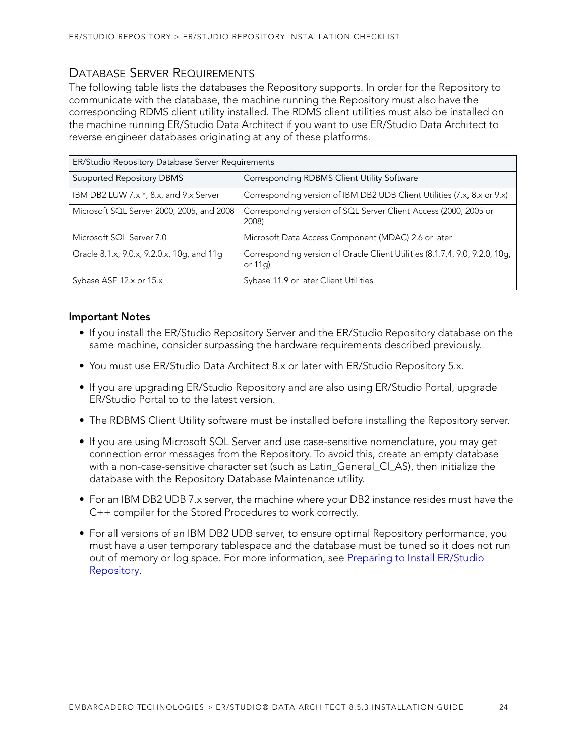## Database Server Requirements

The following table lists the databases the Repository supports. In order for the Repository to communicate with the database, the machine running the Repository must also have the corresponding RDMS client utility installed. The RDMS client utilities must also be installed on the machine running ER/Studio Data Architect if you want to use ER/Studio Data Architect to reverse engineer databases originating at any of these platforms.

| ER/Studio Repository Database Server Requirements | |
|---|---|
| Supported Repository DBMS | Corresponding RDBMS Client Utility Software |
| IBM DB2 LUW 7.x *, 8.x, and 9.x Server | Corresponding version of IBM DB2 UDB Client Utilities (7.x, 8.x or 9.x) |
| Microsoft SQL Server 2000, 2005, and 2008 | Corresponding version of SQL Server Client Access (2000, 2005 or 2008) |
| Microsoft SQL Server 7.0 | Microsoft Data Access Component (MDAC) 2.6 or later |
| Oracle 8.1.x, 9.0.x, 9.2.0.x, 10g, and 11g | Corresponding version of Oracle Client Utilities (8.1.7.4, 9.0, 9.2.0, 10g, or 11g) |
| Sybase ASE 12.x or 15.x | Sybase 11.9 or later Client Utilities |

**Important Notes**

- If you install the ER/Studio Repository Server and the ER/Studio Repository database on the same machine, consider surpassing the hardware requirements described previously.
- You must use ER/Studio Data Architect 8.x or later with ER/Studio Repository 5.x.
- If you are upgrading ER/Studio Repository and are also using ER/Studio Portal, upgrade ER/Studio Portal to to the latest version.
- The RDBMS Client Utility software must be installed before installing the Repository server.
- If you are using Microsoft SQL Server and use case-sensitive nomenclature, you may get connection error messages from the Repository. To avoid this, create an empty database with a non-case-sensitive character set (such as Latin_General_CI_AS), then initialize the database with the Repository Database Maintenance utility.
- For an IBM DB2 UDB 7.x server, the machine where your DB2 instance resides must have the C++ compiler for the Stored Procedures to work correctly.
- For all versions of an IBM DB2 UDB server, to ensure optimal Repository performance, you must have a user temporary tablespace and the database must be tuned so it does not run out of memory or log space. For more information, see Preparing to Install ER/Studio Repository.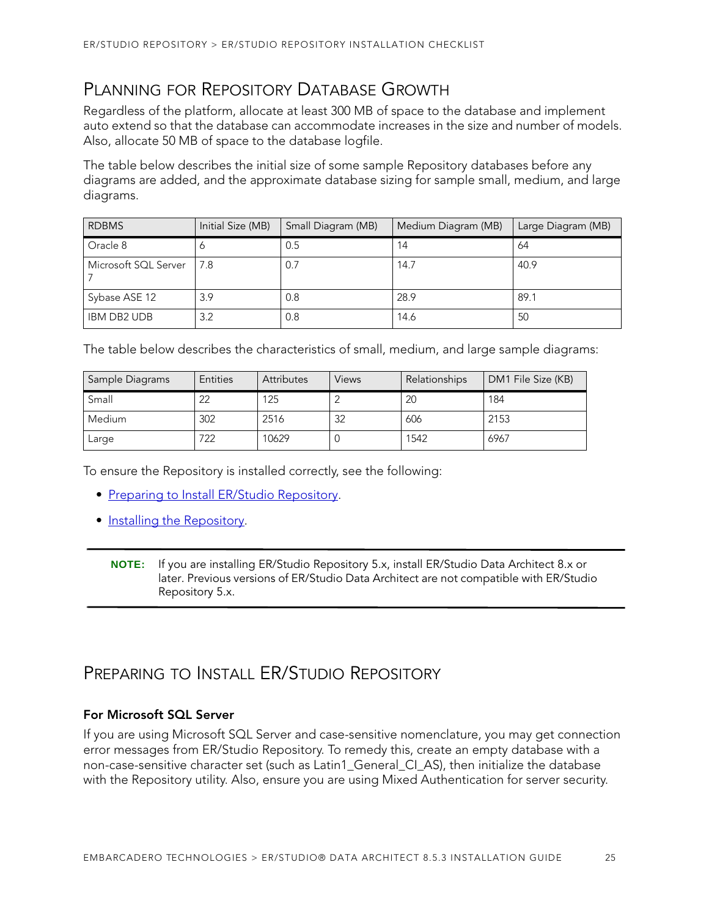## Planning for Repository Database Growth

Regardless of the platform, allocate at least 300 MB of space to the database and implement auto extend so that the database can accommodate increases in the size and number of models. Also, allocate 50 MB of space to the database logfile.

The table below describes the initial size of some sample Repository databases before any diagrams are added, and the approximate database sizing for sample small, medium, and large diagrams.

| RDBMS | Initial Size (MB) | Small Diagram (MB) | Medium Diagram (MB) | Large Diagram (MB) |
|---|---|---|---|---|
| Oracle 8 | 6 | 0.5 | 14 | 64 |
| Microsoft SQL Server 7 | 7.8 | 0.7 | 14.7 | 40.9 |
| Sybase ASE 12 | 3.9 | 0.8 | 28.9 | 89.1 |
| IBM DB2 UDB | 3.2 | 0.8 | 14.6 | 50 |

The table below describes the characteristics of small, medium, and large sample diagrams:

| Sample Diagrams | Entities | Attributes | Views | Relationships | DM1 File Size (KB) |
|---|---|---|---|---|---|
| Small | 22 | 125 | 2 | 20 | 184 |
| Medium | 302 | 2516 | 32 | 606 | 2153 |
| Large | 722 | 10629 | 0 | 1542 | 6967 |

To ensure the Repository is installed correctly, see the following:

- Preparing to Install ER/Studio Repository.
- Installing the Repository.

**NOTE:** If you are installing ER/Studio Repository 5.x, install ER/Studio Data Architect 8.x or later. Previous versions of ER/Studio Data Architect are not compatible with ER/Studio Repository 5.x.

## Preparing to Install ER/Studio Repository

### For Microsoft SQL Server

If you are using Microsoft SQL Server and case-sensitive nomenclature, you may get connection error messages from ER/Studio Repository. To remedy this, create an empty database with a non-case-sensitive character set (such as Latin1_General_CI_AS), then initialize the database with the Repository utility. Also, ensure you are using Mixed Authentication for server security.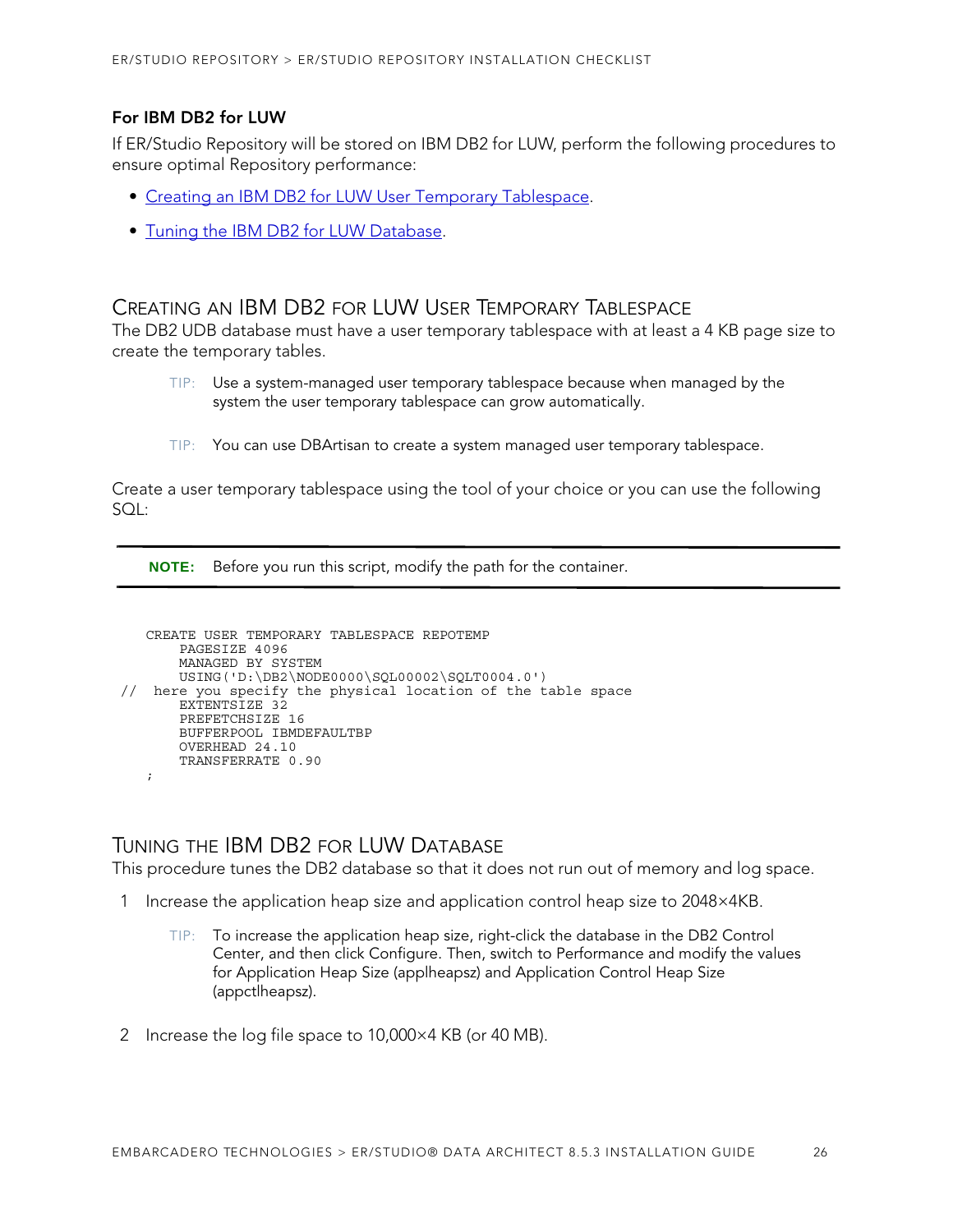### For IBM DB2 for LUW

If ER/Studio Repository will be stored on IBM DB2 for LUW, perform the following procedures to ensure optimal Repository performance:

- Creating an IBM DB2 for LUW User Temporary Tablespace.
- Tuning the IBM DB2 for LUW Database.

## Creating an IBM DB2 for LUW User Temporary Tablespace

The DB2 UDB database must have a user temporary tablespace with at least a 4 KB page size to create the temporary tables.

> TIP: Use a system-managed user temporary tablespace because when managed by the system the user temporary tablespace can grow automatically.

> TIP: You can use DBArtisan to create a system managed user temporary tablespace.

Create a user temporary tablespace using the tool of your choice or you can use the following SQL:

**NOTE:** Before you run this script, modify the path for the container.

```
    CREATE USER TEMPORARY TABLESPACE REPOTEMP
        PAGESIZE 4096
        MANAGED BY SYSTEM
        USING('D:\DB2\NODE0000\SQL00002\SQLT0004.0')
//   here you specify the physical location of the table space
        EXTENTSIZE 32
        PREFETCHSIZE 16
        BUFFERPOOL IBMDEFAULTBP
        OVERHEAD 24.10
        TRANSFERRATE 0.90
    ;
```

## Tuning the IBM DB2 for LUW Database

This procedure tunes the DB2 database so that it does not run out of memory and log space.

1 Increase the application heap size and application control heap size to 2048×4KB.

> TIP: To increase the application heap size, right-click the database in the DB2 Control Center, and then click Configure. Then, switch to Performance and modify the values for Application Heap Size (applheapsz) and Application Control Heap Size (appctlheapsz).

2 Increase the log file space to 10,000×4 KB (or 40 MB).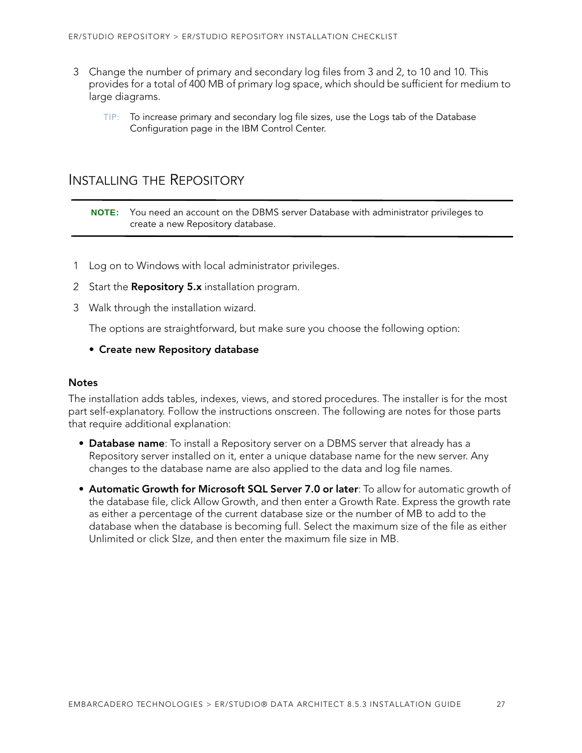3 Change the number of primary and secondary log files from 3 and 2, to 10 and 10. This provides for a total of 400 MB of primary log space, which should be sufficient for medium to large diagrams.

   TIP: To increase primary and secondary log file sizes, use the Logs tab of the Database Configuration page in the IBM Control Center.

## Installing the Repository

**NOTE:** You need an account on the DBMS server Database with administrator privileges to create a new Repository database.

1 Log on to Windows with local administrator privileges.

2 Start the **Repository 5.x** installation program.

3 Walk through the installation wizard.

   The options are straightforward, but make sure you choose the following option:

   - **Create new Repository database**

### Notes

The installation adds tables, indexes, views, and stored procedures. The installer is for the most part self-explanatory. Follow the instructions onscreen. The following are notes for those parts that require additional explanation:

- **Database name**: To install a Repository server on a DBMS server that already has a Repository server installed on it, enter a unique database name for the new server. Any changes to the database name are also applied to the data and log file names.
- **Automatic Growth for Microsoft SQL Server 7.0 or later**: To allow for automatic growth of the database file, click Allow Growth, and then enter a Growth Rate. Express the growth rate as either a percentage of the current database size or the number of MB to add to the database when the database is becoming full. Select the maximum size of the file as either Unlimited or click SIze, and then enter the maximum file size in MB.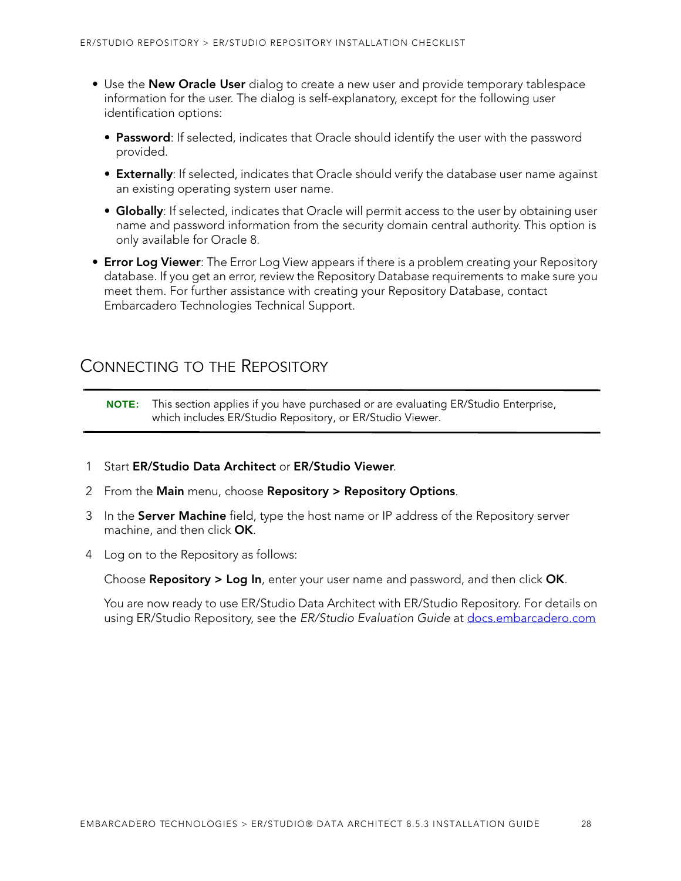- Use the **New Oracle User** dialog to create a new user and provide temporary tablespace information for the user. The dialog is self-explanatory, except for the following user identification options:
  - **Password**: If selected, indicates that Oracle should identify the user with the password provided.
  - **Externally**: If selected, indicates that Oracle should verify the database user name against an existing operating system user name.
  - **Globally**: If selected, indicates that Oracle will permit access to the user by obtaining user name and password information from the security domain central authority. This option is only available for Oracle 8.
- **Error Log Viewer**: The Error Log View appears if there is a problem creating your Repository database. If you get an error, review the Repository Database requirements to make sure you meet them. For further assistance with creating your Repository Database, contact Embarcadero Technologies Technical Support.

## Connecting to the Repository

**NOTE:** This section applies if you have purchased or are evaluating ER/Studio Enterprise, which includes ER/Studio Repository, or ER/Studio Viewer.

1. Start **ER/Studio Data Architect** or **ER/Studio Viewer**.
2. From the **Main** menu, choose **Repository > Repository Options**.
3. In the **Server Machine** field, type the host name or IP address of the Repository server machine, and then click **OK**.
4. Log on to the Repository as follows:

   Choose **Repository > Log In**, enter your user name and password, and then click **OK**.

   You are now ready to use ER/Studio Data Architect with ER/Studio Repository. For details on using ER/Studio Repository, see the *ER/Studio Evaluation Guide* at docs.embarcadero.com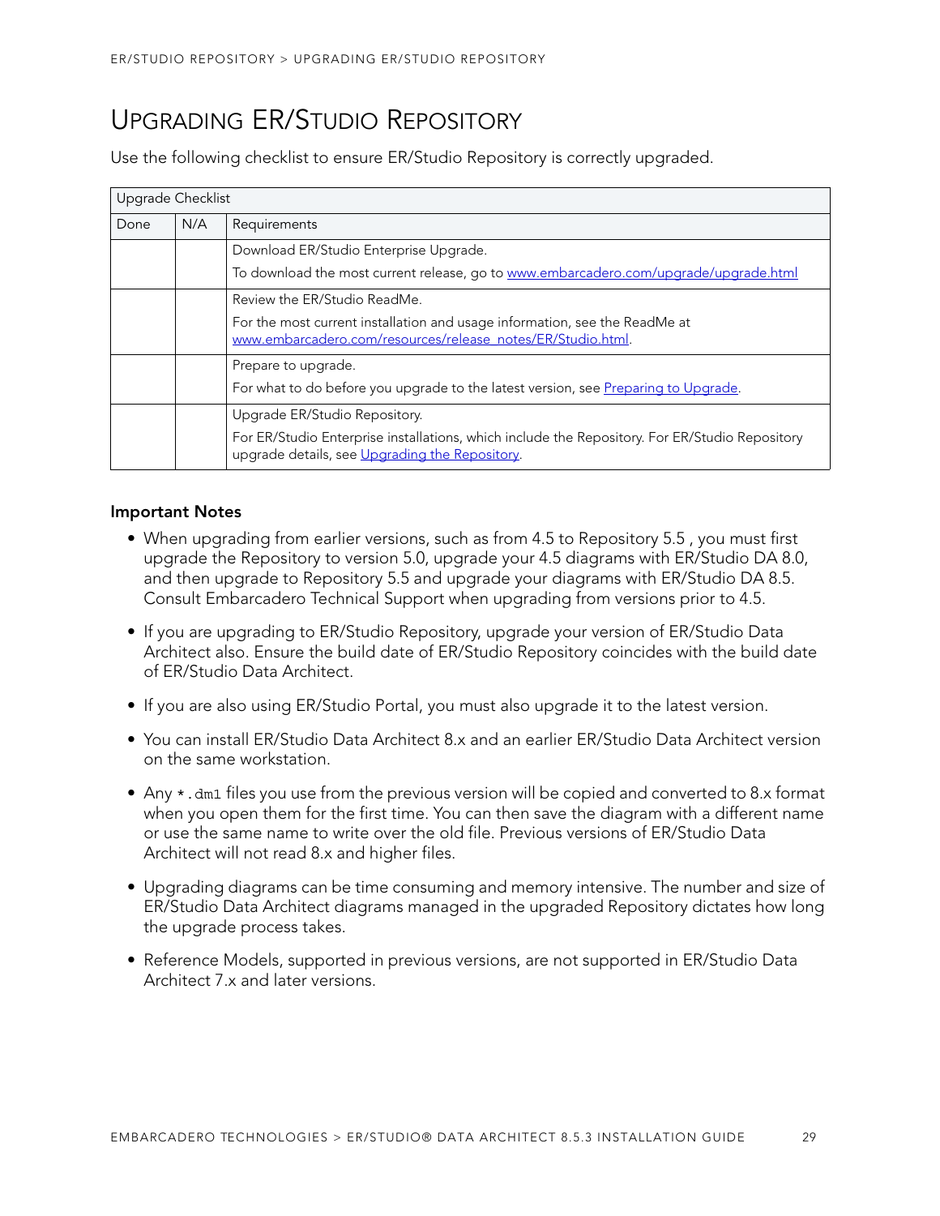# Upgrading ER/Studio Repository

Use the following checklist to ensure ER/Studio Repository is correctly upgraded.

| Upgrade Checklist | | |
|---|---|---|
| Done | N/A | Requirements |
| | | Download ER/Studio Enterprise Upgrade.<br>To download the most current release, go to www.embarcadero.com/upgrade/upgrade.html |
| | | Review the ER/Studio ReadMe.<br>For the most current installation and usage information, see the ReadMe at www.embarcadero.com/resources/release_notes/ER/Studio.html. |
| | | Prepare to upgrade.<br>For what to do before you upgrade to the latest version, see Preparing to Upgrade. |
| | | Upgrade ER/Studio Repository.<br>For ER/Studio Enterprise installations, which include the Repository. For ER/Studio Repository upgrade details, see Upgrading the Repository. |

**Important Notes**

- When upgrading from earlier versions, such as from 4.5 to Repository 5.5 , you must first upgrade the Repository to version 5.0, upgrade your 4.5 diagrams with ER/Studio DA 8.0, and then upgrade to Repository 5.5 and upgrade your diagrams with ER/Studio DA 8.5. Consult Embarcadero Technical Support when upgrading from versions prior to 4.5.
- If you are upgrading to ER/Studio Repository, upgrade your version of ER/Studio Data Architect also. Ensure the build date of ER/Studio Repository coincides with the build date of ER/Studio Data Architect.
- If you are also using ER/Studio Portal, you must also upgrade it to the latest version.
- You can install ER/Studio Data Architect 8.x and an earlier ER/Studio Data Architect version on the same workstation.
- Any `*.dm1` files you use from the previous version will be copied and converted to 8.x format when you open them for the first time. You can then save the diagram with a different name or use the same name to write over the old file. Previous versions of ER/Studio Data Architect will not read 8.x and higher files.
- Upgrading diagrams can be time consuming and memory intensive. The number and size of ER/Studio Data Architect diagrams managed in the upgraded Repository dictates how long the upgrade process takes.
- Reference Models, supported in previous versions, are not supported in ER/Studio Data Architect 7.x and later versions.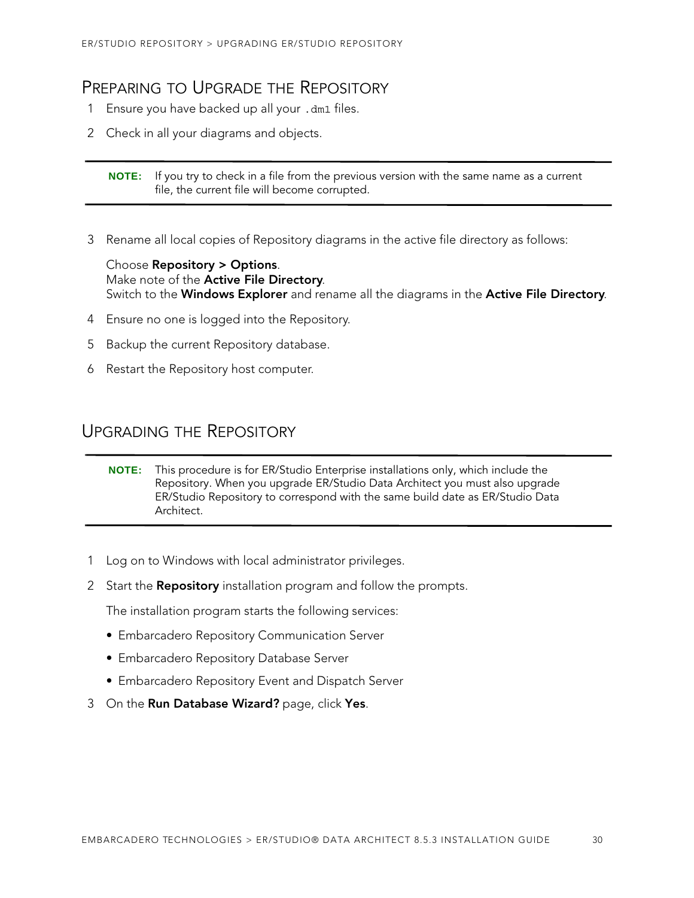## Preparing to Upgrade the Repository

1. Ensure you have backed up all your `.dm1` files.
2. Check in all your diagrams and objects.

> **NOTE:** If you try to check in a file from the previous version with the same name as a current file, the current file will become corrupted.

3. Rename all local copies of Repository diagrams in the active file directory as follows:

   Choose **Repository > Options**.
   Make note of the **Active File Directory**.
   Switch to the **Windows Explorer** and rename all the diagrams in the **Active File Directory**.

4. Ensure no one is logged into the Repository.
5. Backup the current Repository database.
6. Restart the Repository host computer.

## Upgrading the Repository

> **NOTE:** This procedure is for ER/Studio Enterprise installations only, which include the Repository. When you upgrade ER/Studio Data Architect you must also upgrade ER/Studio Repository to correspond with the same build date as ER/Studio Data Architect.

1. Log on to Windows with local administrator privileges.
2. Start the **Repository** installation program and follow the prompts.

   The installation program starts the following services:

   - Embarcadero Repository Communication Server
   - Embarcadero Repository Database Server
   - Embarcadero Repository Event and Dispatch Server

3. On the **Run Database Wizard?** page, click **Yes**.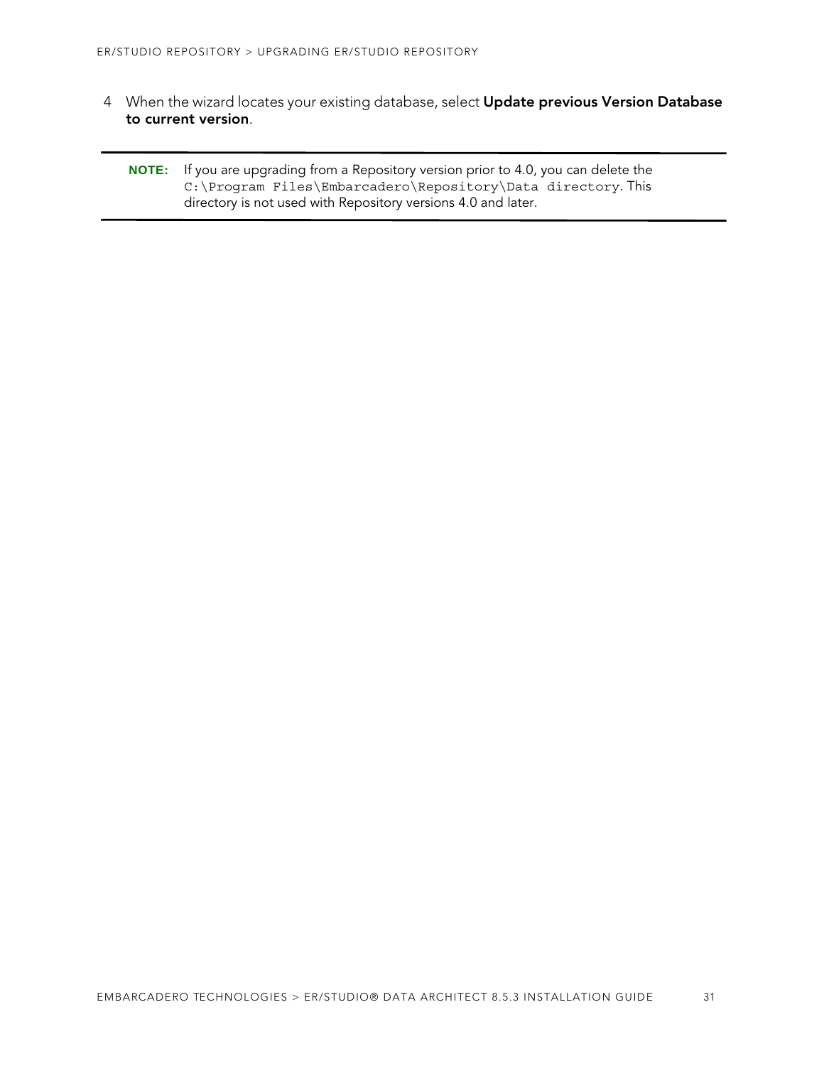4 When the wizard locates your existing database, select **Update previous Version Database to current version**.

---

**NOTE:** If you are upgrading from a Repository version prior to 4.0, you can delete the `C:\Program Files\Embarcadero\Repository\Data directory`. This directory is not used with Repository versions 4.0 and later.

---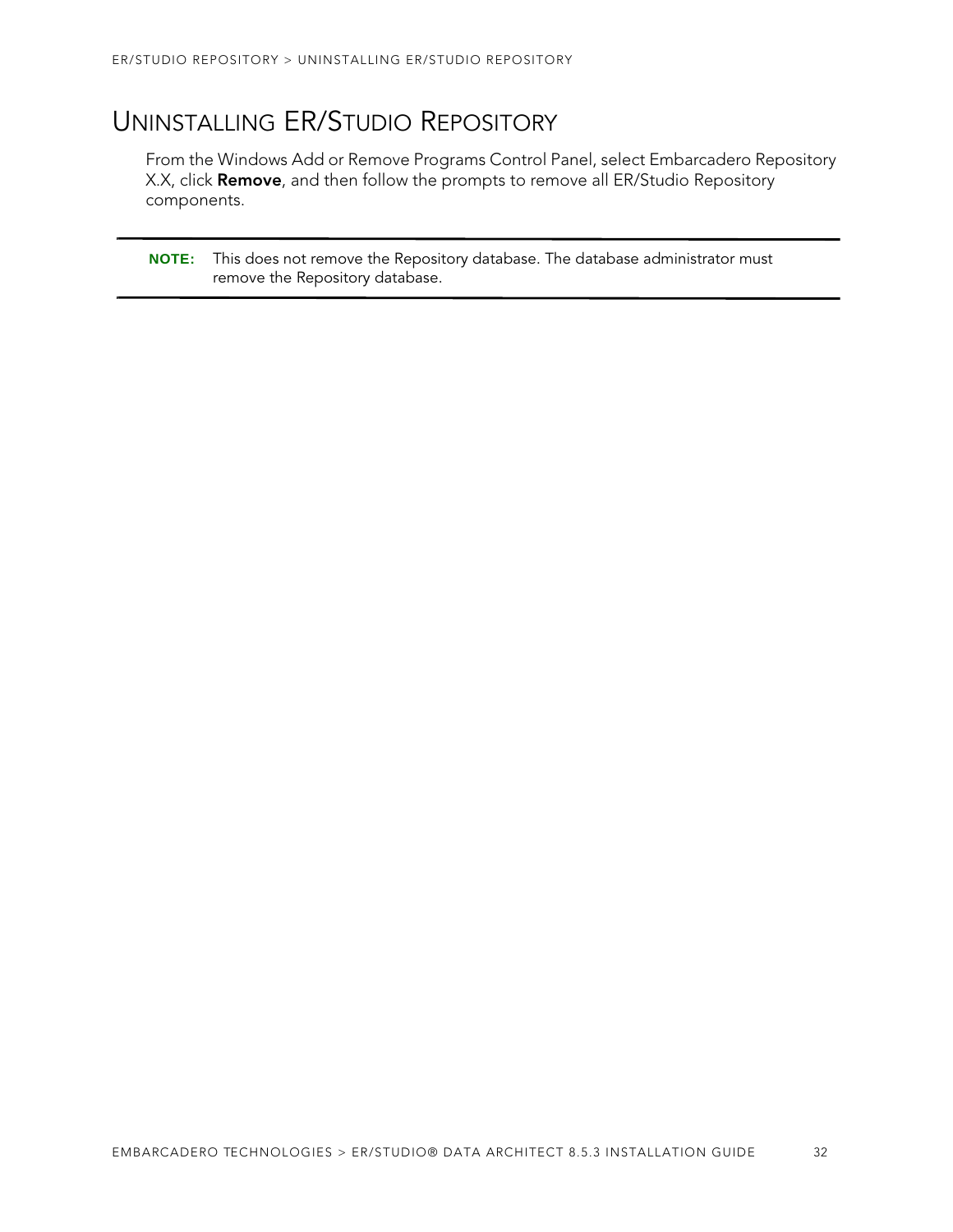# Uninstalling ER/Studio Repository

From the Windows Add or Remove Programs Control Panel, select Embarcadero Repository X.X, click **Remove**, and then follow the prompts to remove all ER/Studio Repository components.

---

**NOTE:** This does not remove the Repository database. The database administrator must remove the Repository database.

---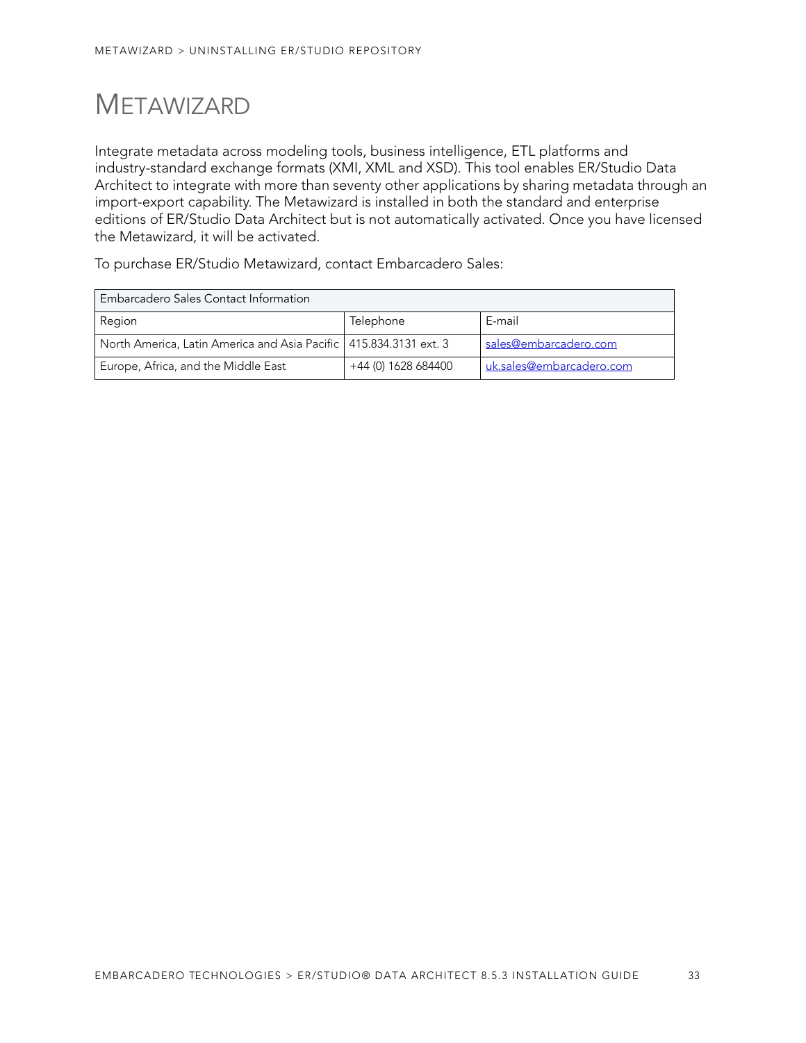# METAWIZARD

Integrate metadata across modeling tools, business intelligence, ETL platforms and industry-standard exchange formats (XMI, XML and XSD). This tool enables ER/Studio Data Architect to integrate with more than seventy other applications by sharing metadata through an import-export capability. The Metawizard is installed in both the standard and enterprise editions of ER/Studio Data Architect but is not automatically activated. Once you have licensed the Metawizard, it will be activated.

To purchase ER/Studio Metawizard, contact Embarcadero Sales:

| Embarcadero Sales Contact Information | | |
|---|---|---|
| Region | Telephone | E-mail |
| North America, Latin America and Asia Pacific | 415.834.3131 ext. 3 | sales@embarcadero.com |
| Europe, Africa, and the Middle East | +44 (0) 1628 684400 | uk.sales@embarcadero.com |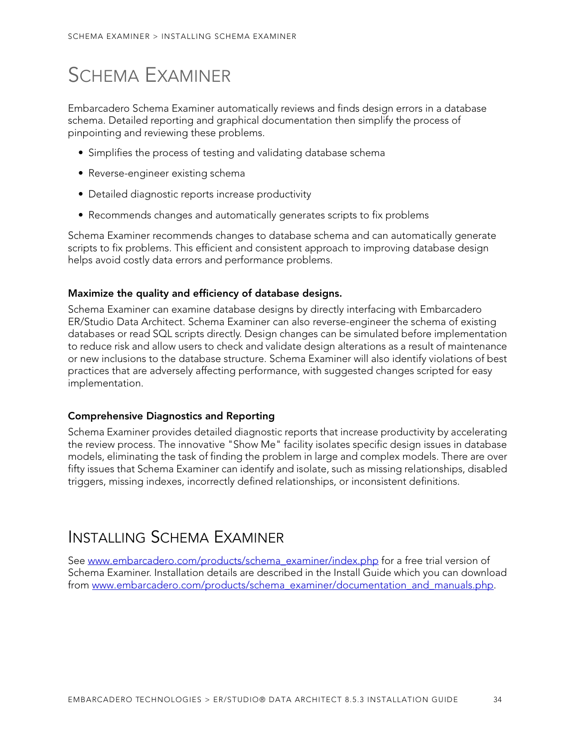# Schema Examiner

Embarcadero Schema Examiner automatically reviews and finds design errors in a database schema. Detailed reporting and graphical documentation then simplify the process of pinpointing and reviewing these problems.

- Simplifies the process of testing and validating database schema
- Reverse-engineer existing schema
- Detailed diagnostic reports increase productivity
- Recommends changes and automatically generates scripts to fix problems

Schema Examiner recommends changes to database schema and can automatically generate scripts to fix problems. This efficient and consistent approach to improving database design helps avoid costly data errors and performance problems.

**Maximize the quality and efficiency of database designs.**

Schema Examiner can examine database designs by directly interfacing with Embarcadero ER/Studio Data Architect. Schema Examiner can also reverse-engineer the schema of existing databases or read SQL scripts directly. Design changes can be simulated before implementation to reduce risk and allow users to check and validate design alterations as a result of maintenance or new inclusions to the database structure. Schema Examiner will also identify violations of best practices that are adversely affecting performance, with suggested changes scripted for easy implementation.

**Comprehensive Diagnostics and Reporting**

Schema Examiner provides detailed diagnostic reports that increase productivity by accelerating the review process. The innovative "Show Me" facility isolates specific design issues in database models, eliminating the task of finding the problem in large and complex models. There are over fifty issues that Schema Examiner can identify and isolate, such as missing relationships, disabled triggers, missing indexes, incorrectly defined relationships, or inconsistent definitions.

# Installing Schema Examiner

See [www.embarcadero.com/products/schema_examiner/index.php](www.embarcadero.com/products/schema_examiner/index.php) for a free trial version of Schema Examiner. Installation details are described in the Install Guide which you can download from [www.embarcadero.com/products/schema_examiner/documentation_and_manuals.php](www.embarcadero.com/products/schema_examiner/documentation_and_manuals.php).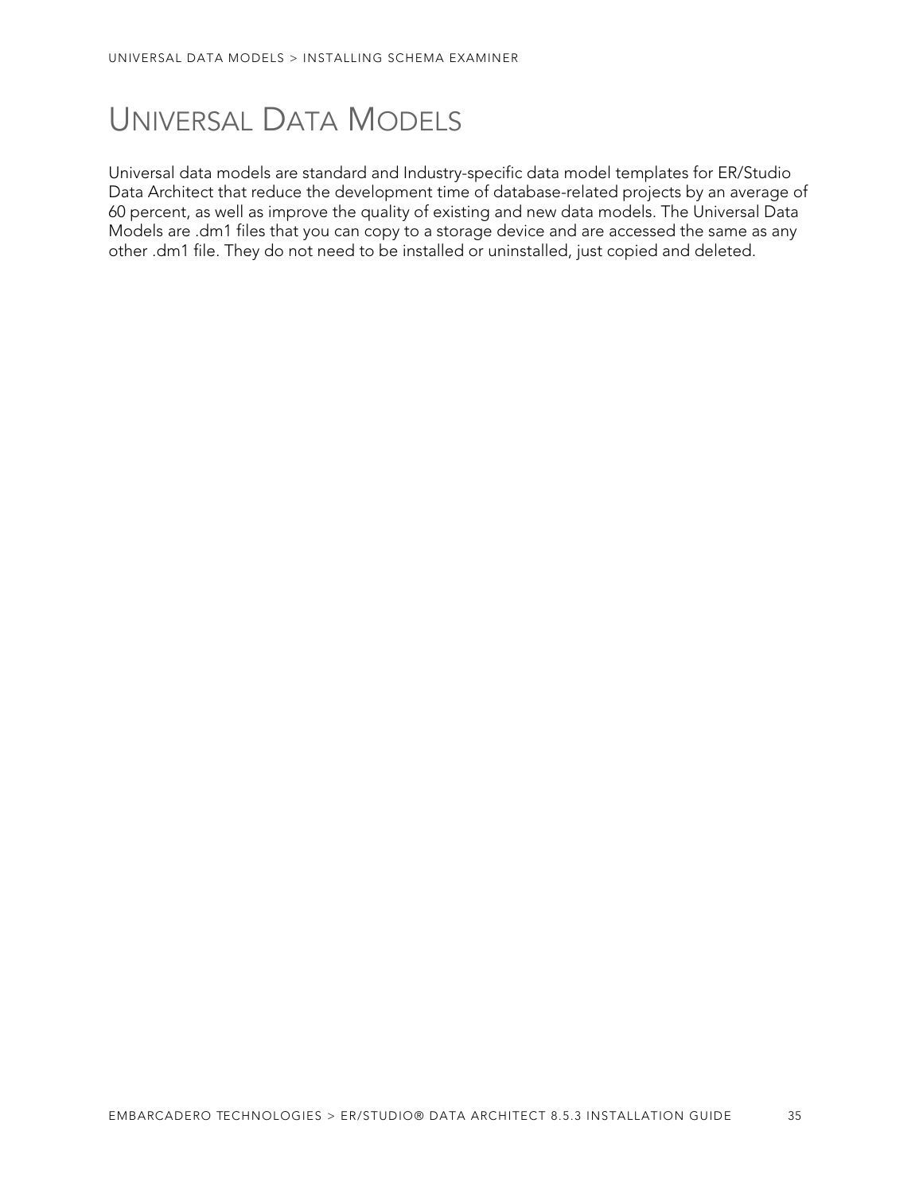# Universal Data Models

Universal data models are standard and Industry-specific data model templates for ER/Studio Data Architect that reduce the development time of database-related projects by an average of 60 percent, as well as improve the quality of existing and new data models. The Universal Data Models are .dm1 files that you can copy to a storage device and are accessed the same as any other .dm1 file. They do not need to be installed or uninstalled, just copied and deleted.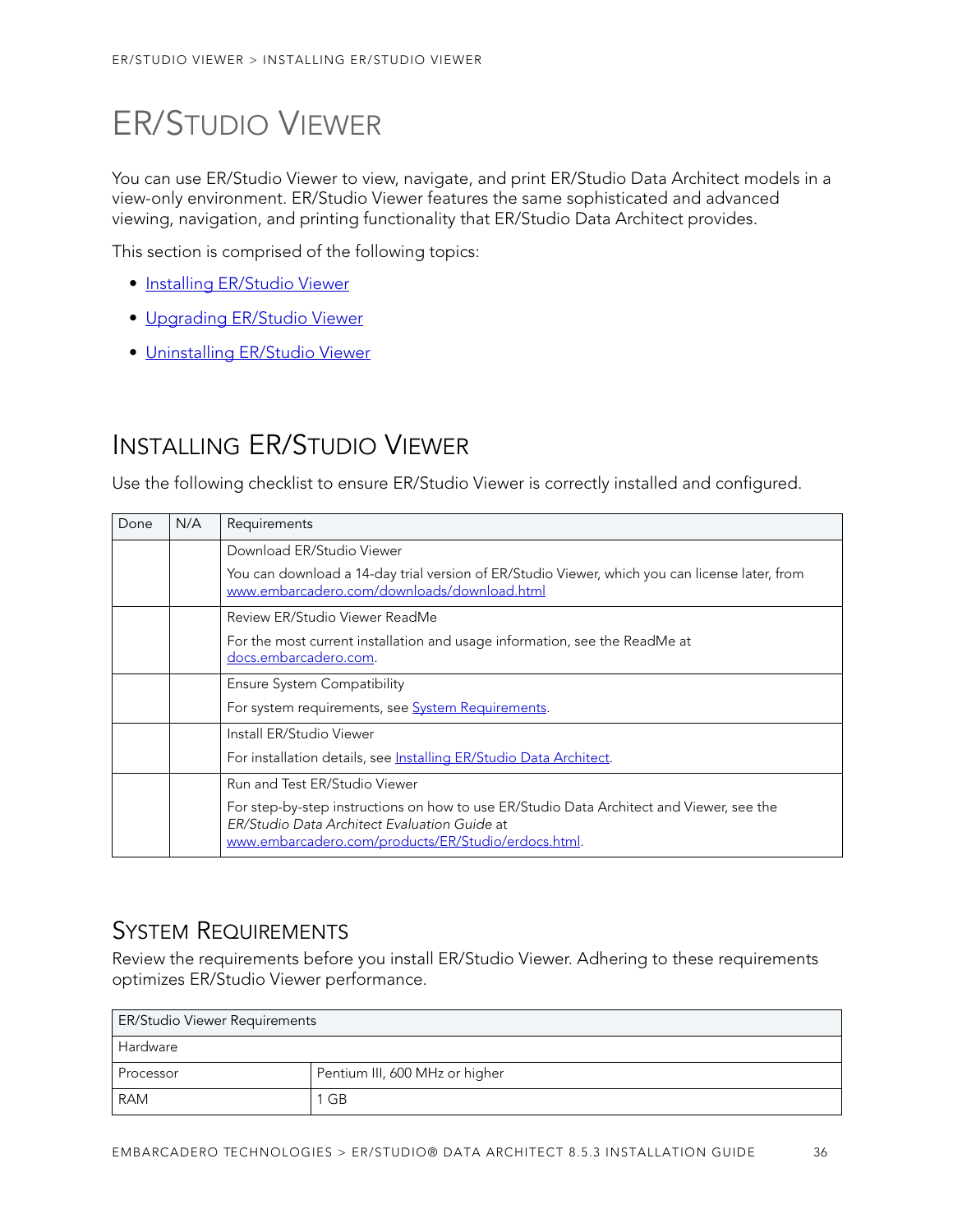# ER/Studio Viewer

You can use ER/Studio Viewer to view, navigate, and print ER/Studio Data Architect models in a view-only environment. ER/Studio Viewer features the same sophisticated and advanced viewing, navigation, and printing functionality that ER/Studio Data Architect provides.

This section is comprised of the following topics:

- Installing ER/Studio Viewer
- Upgrading ER/Studio Viewer
- Uninstalling ER/Studio Viewer

## Installing ER/Studio Viewer

Use the following checklist to ensure ER/Studio Viewer is correctly installed and configured.

| Done | N/A | Requirements |
|---|---|---|
| | | Download ER/Studio Viewer<br><br>You can download a 14-day trial version of ER/Studio Viewer, which you can license later, from www.embarcadero.com/downloads/download.html |
| | | Review ER/Studio Viewer ReadMe<br><br>For the most current installation and usage information, see the ReadMe at docs.embarcadero.com. |
| | | Ensure System Compatibility<br><br>For system requirements, see System Requirements. |
| | | Install ER/Studio Viewer<br><br>For installation details, see Installing ER/Studio Data Architect. |
| | | Run and Test ER/Studio Viewer<br><br>For step-by-step instructions on how to use ER/Studio Data Architect and Viewer, see the *ER/Studio Data Architect Evaluation Guide* at www.embarcadero.com/products/ER/Studio/erdocs.html. |

## System Requirements

Review the requirements before you install ER/Studio Viewer. Adhering to these requirements optimizes ER/Studio Viewer performance.

| ER/Studio Viewer Requirements | |
|---|---|
| Hardware | |
| Processor | Pentium III, 600 MHz or higher |
| RAM | 1 GB |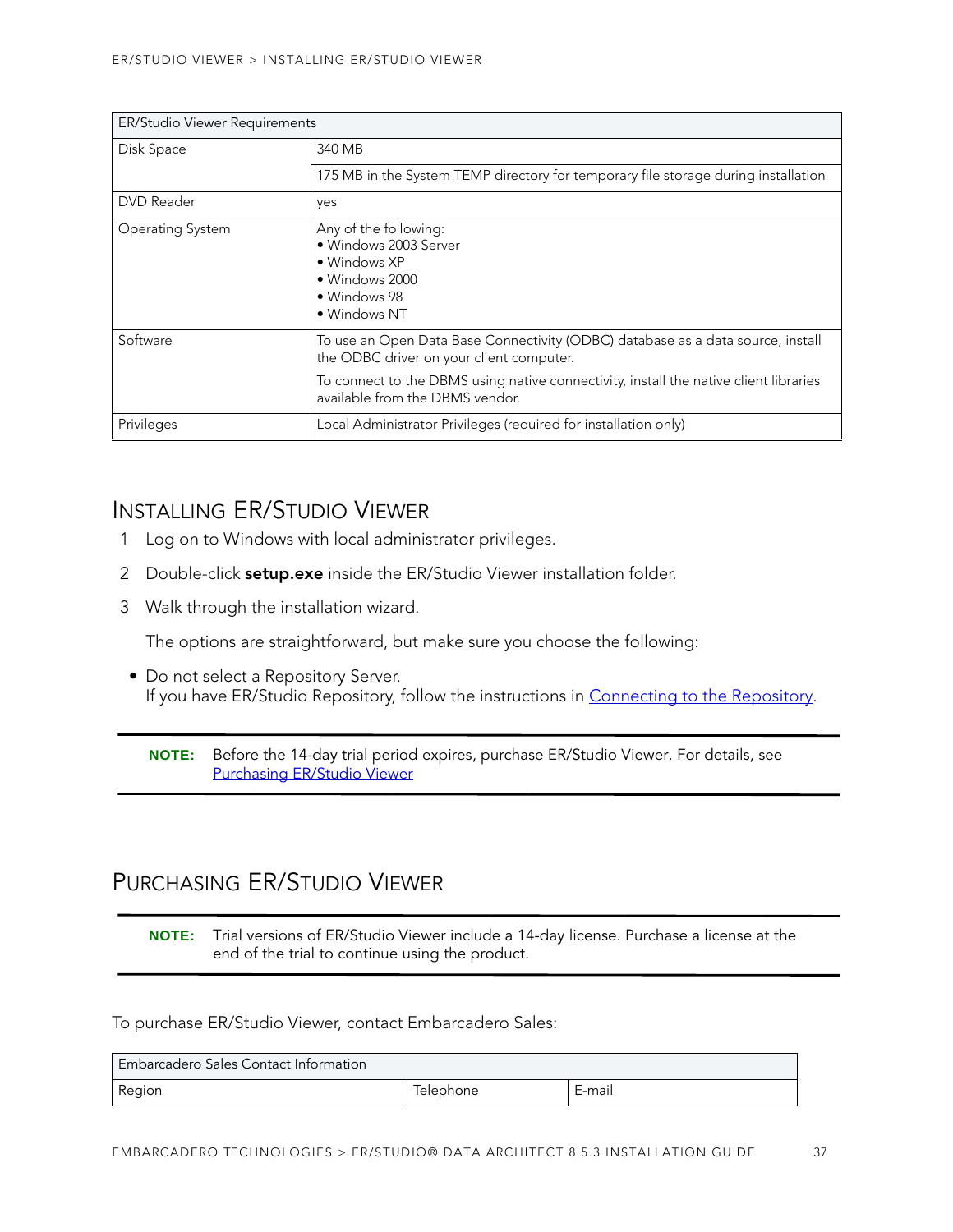| ER/Studio Viewer Requirements | |
|---|---|
| Disk Space | 340 MB |
| | 175 MB in the System TEMP directory for temporary file storage during installation |
| DVD Reader | yes |
| Operating System | Any of the following:<br>• Windows 2003 Server<br>• Windows XP<br>• Windows 2000<br>• Windows 98<br>• Windows NT |
| Software | To use an Open Data Base Connectivity (ODBC) database as a data source, install the ODBC driver on your client computer.<br>To connect to the DBMS using native connectivity, install the native client libraries available from the DBMS vendor. |
| Privileges | Local Administrator Privileges (required for installation only) |

## Installing ER/Studio Viewer

1. Log on to Windows with local administrator privileges.
2. Double-click **setup.exe** inside the ER/Studio Viewer installation folder.
3. Walk through the installation wizard.

   The options are straightforward, but make sure you choose the following:

- Do not select a Repository Server.
  If you have ER/Studio Repository, follow the instructions in Connecting to the Repository.

**NOTE:** Before the 14-day trial period expires, purchase ER/Studio Viewer. For details, see Purchasing ER/Studio Viewer

## Purchasing ER/Studio Viewer

**NOTE:** Trial versions of ER/Studio Viewer include a 14-day license. Purchase a license at the end of the trial to continue using the product.

To purchase ER/Studio Viewer, contact Embarcadero Sales:

| Embarcadero Sales Contact Information | | |
|---|---|---|
| Region | Telephone | E-mail |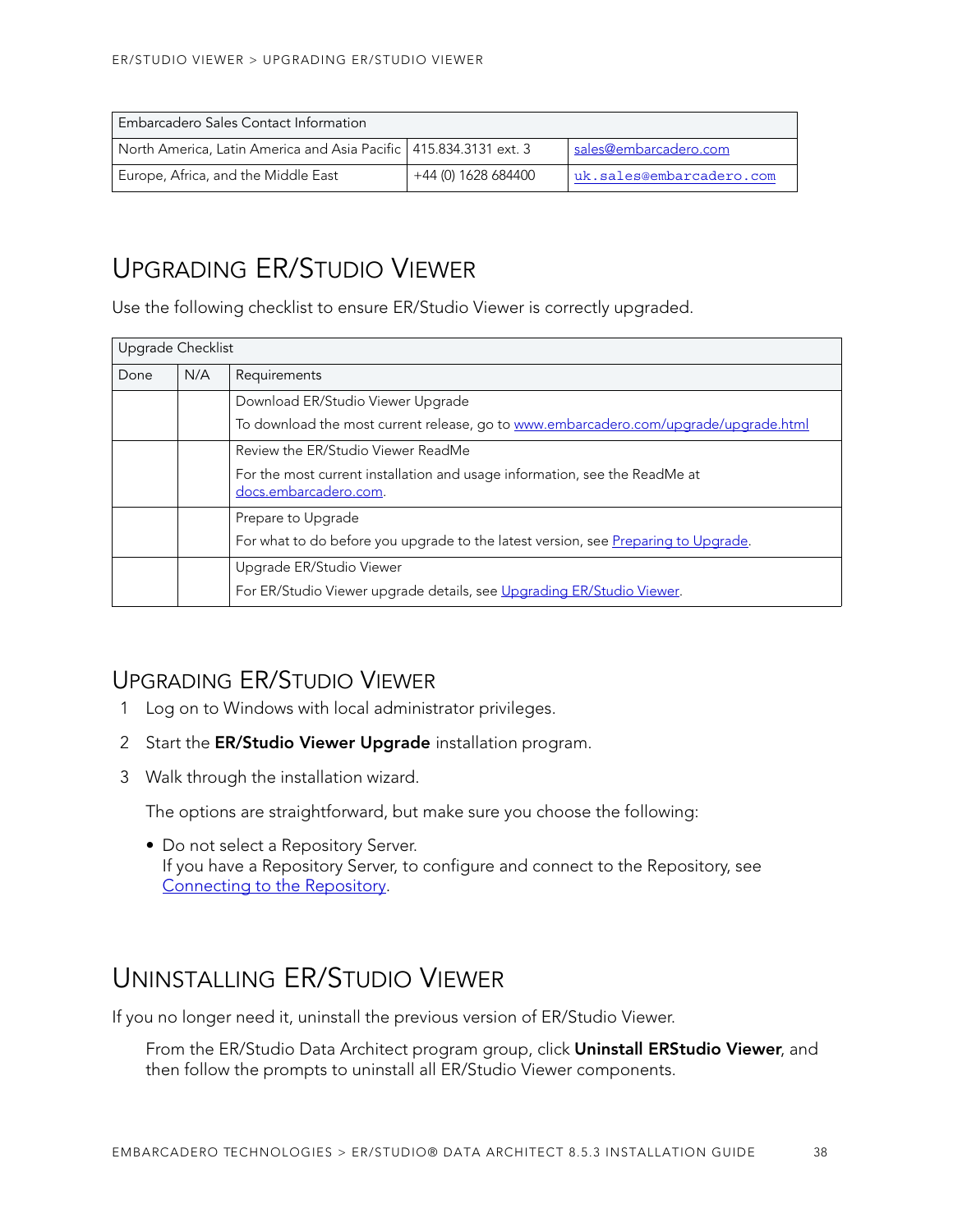| Embarcadero Sales Contact Information | | |
| --- | --- | --- |
| North America, Latin America and Asia Pacific | 415.834.3131 ext. 3 | sales@embarcadero.com |
| Europe, Africa, and the Middle East | +44 (0) 1628 684400 | uk.sales@embarcadero.com |

# Upgrading ER/Studio Viewer

Use the following checklist to ensure ER/Studio Viewer is correctly upgraded.

| Upgrade Checklist | | |
| --- | --- | --- |
| Done | N/A | Requirements |
| | | Download ER/Studio Viewer Upgrade<br>To download the most current release, go to www.embarcadero.com/upgrade/upgrade.html |
| | | Review the ER/Studio Viewer ReadMe<br>For the most current installation and usage information, see the ReadMe at docs.embarcadero.com. |
| | | Prepare to Upgrade<br>For what to do before you upgrade to the latest version, see Preparing to Upgrade. |
| | | Upgrade ER/Studio Viewer<br>For ER/Studio Viewer upgrade details, see Upgrading ER/Studio Viewer. |

## Upgrading ER/Studio Viewer

1 Log on to Windows with local administrator privileges.

2 Start the **ER/Studio Viewer Upgrade** installation program.

3 Walk through the installation wizard.

The options are straightforward, but make sure you choose the following:

- Do not select a Repository Server.
  If you have a Repository Server, to configure and connect to the Repository, see Connecting to the Repository.

# Uninstalling ER/Studio Viewer

If you no longer need it, uninstall the previous version of ER/Studio Viewer.

From the ER/Studio Data Architect program group, click **Uninstall ERStudio Viewer**, and then follow the prompts to uninstall all ER/Studio Viewer components.